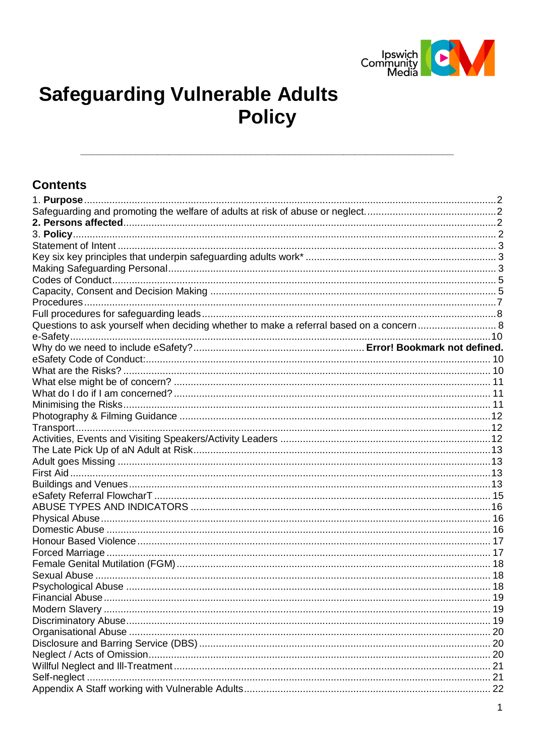# Safeguarding Vulnerable Adults Policy

## Contents

1. **Purpose** .......... 2
Safeguarding and promoting the welfare of adults at risk of abuse or neglect. .......... 2
**2. Persons affected** .......... 2
3. **Policy** .......... 2
Statement of Intent .......... 3
Key six key principles that underpin safeguarding adults work* .......... 3
Making Safeguarding Personal .......... 3
Codes of Conduct .......... 5
Capacity, Consent and Decision Making .......... 5
Procedures .......... 7
Full procedures for safeguarding leads .......... 8
Questions to ask yourself when deciding whether to make a referral based on a concern .......... 8
e-Safety .......... 10
Why do we need to include eSafety? .......... **Error! Bookmark not defined.**
eSafety Code of Conduct: .......... 10
What are the Risks? .......... 10
What else might be of concern? .......... 11
What do I do if I am concerned? .......... 11
Minimising the Risks .......... 11
Photography & Filming Guidance .......... 12
Transport .......... 12
Activities, Events and Visiting Speakers/Activity Leaders .......... 12
The Late Pick Up of aN Adult at Risk .......... 13
Adult goes Missing .......... 13
First Aid .......... 13
Buildings and Venues .......... 13
eSafety Referral FlowcharT .......... 15
ABUSE TYPES AND INDICATORS .......... 16
Physical Abuse .......... 16
Domestic Abuse .......... 16
Honour Based Violence .......... 17
Forced Marriage .......... 17
Female Genital Mutilation (FGM) .......... 18
Sexual Abuse .......... 18
Psychological Abuse .......... 18
Financial Abuse .......... 19
Modern Slavery .......... 19
Discriminatory Abuse .......... 19
Organisational Abuse .......... 20
Disclosure and Barring Service (DBS) .......... 20
Neglect / Acts of Omission .......... 20
Willful Neglect and Ill-Treatment .......... 21
Self-neglect .......... 21
Appendix A Staff working with Vulnerable Adults .......... 22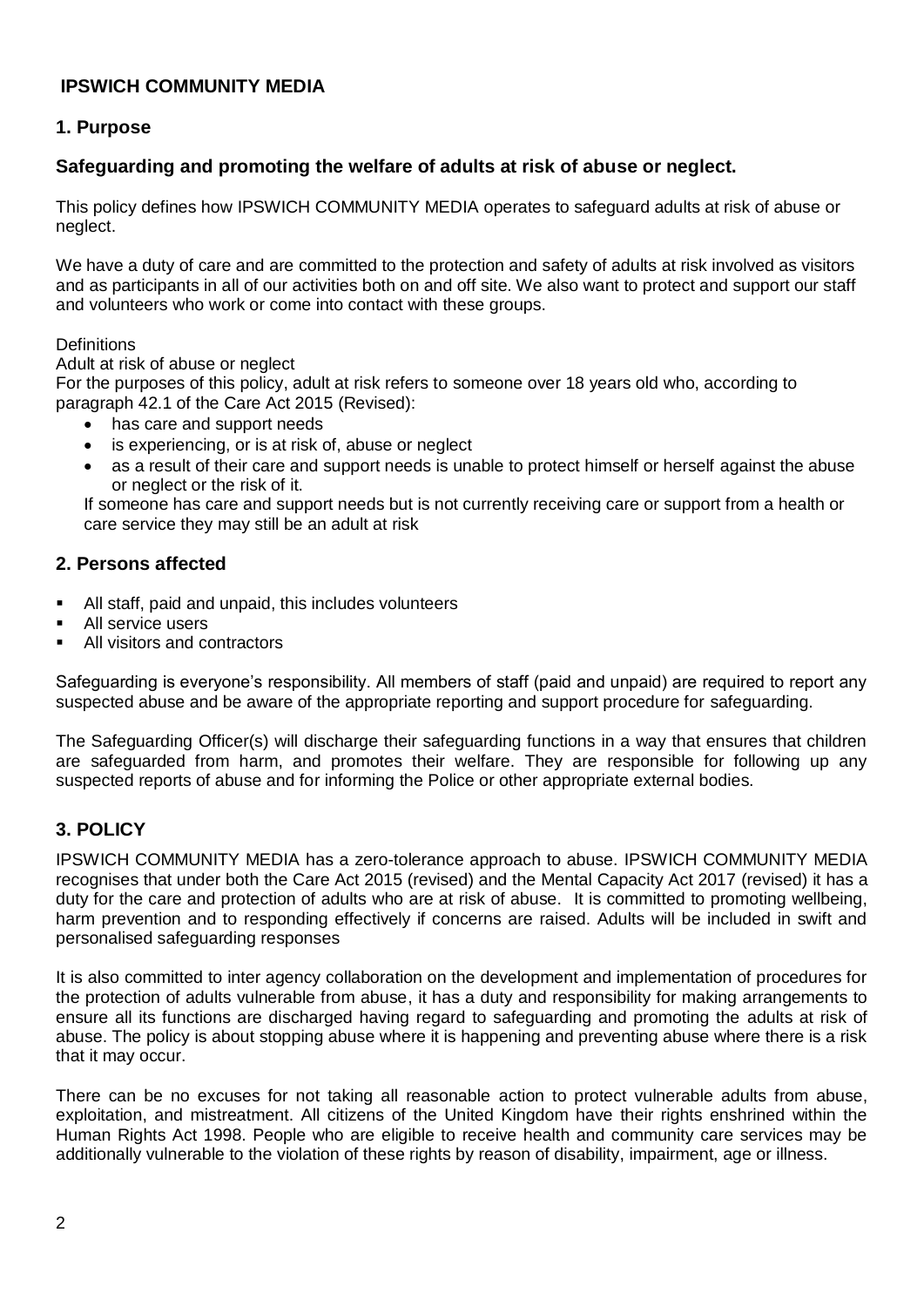## IPSWICH COMMUNITY MEDIA

### 1. Purpose

### Safeguarding and promoting the welfare of adults at risk of abuse or neglect.

This policy defines how IPSWICH COMMUNITY MEDIA operates to safeguard adults at risk of abuse or neglect.

We have a duty of care and are committed to the protection and safety of adults at risk involved as visitors and as participants in all of our activities both on and off site. We also want to protect and support our staff and volunteers who work or come into contact with these groups.

Definitions

Adult at risk of abuse or neglect

For the purposes of this policy, adult at risk refers to someone over 18 years old who, according to paragraph 42.1 of the Care Act 2015 (Revised):

- has care and support needs
- is experiencing, or is at risk of, abuse or neglect
- as a result of their care and support needs is unable to protect himself or herself against the abuse or neglect or the risk of it.

If someone has care and support needs but is not currently receiving care or support from a health or care service they may still be an adult at risk

### 2. Persons affected

- All staff, paid and unpaid, this includes volunteers
- All service users
- All visitors and contractors

Safeguarding is everyone's responsibility. All members of staff (paid and unpaid) are required to report any suspected abuse and be aware of the appropriate reporting and support procedure for safeguarding.

The Safeguarding Officer(s) will discharge their safeguarding functions in a way that ensures that children are safeguarded from harm, and promotes their welfare. They are responsible for following up any suspected reports of abuse and for informing the Police or other appropriate external bodies.

### 3. POLICY

IPSWICH COMMUNITY MEDIA has a zero-tolerance approach to abuse. IPSWICH COMMUNITY MEDIA recognises that under both the Care Act 2015 (revised) and the Mental Capacity Act 2017 (revised) it has a duty for the care and protection of adults who are at risk of abuse. It is committed to promoting wellbeing, harm prevention and to responding effectively if concerns are raised. Adults will be included in swift and personalised safeguarding responses

It is also committed to inter agency collaboration on the development and implementation of procedures for the protection of adults vulnerable from abuse, it has a duty and responsibility for making arrangements to ensure all its functions are discharged having regard to safeguarding and promoting the adults at risk of abuse. The policy is about stopping abuse where it is happening and preventing abuse where there is a risk that it may occur.

There can be no excuses for not taking all reasonable action to protect vulnerable adults from abuse, exploitation, and mistreatment. All citizens of the United Kingdom have their rights enshrined within the Human Rights Act 1998. People who are eligible to receive health and community care services may be additionally vulnerable to the violation of these rights by reason of disability, impairment, age or illness.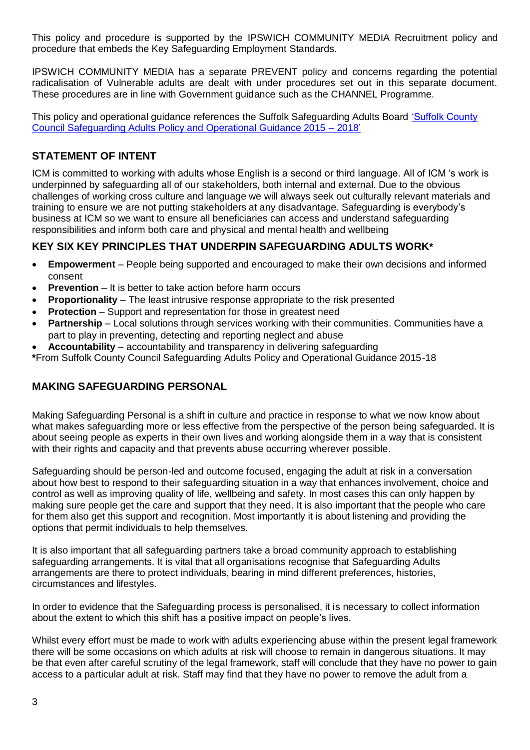This policy and procedure is supported by the IPSWICH COMMUNITY MEDIA Recruitment policy and procedure that embeds the Key Safeguarding Employment Standards.

IPSWICH COMMUNITY MEDIA has a separate PREVENT policy and concerns regarding the potential radicalisation of Vulnerable adults are dealt with under procedures set out in this separate document. These procedures are in line with Government guidance such as the CHANNEL Programme.

This policy and operational guidance references the Suffolk Safeguarding Adults Board 'Suffolk County Council Safeguarding Adults Policy and Operational Guidance 2015 – 2018'

## STATEMENT OF INTENT

ICM is committed to working with adults whose English is a second or third language. All of ICM 's work is underpinned by safeguarding all of our stakeholders, both internal and external. Due to the obvious challenges of working cross culture and language we will always seek out culturally relevant materials and training to ensure we are not putting stakeholders at any disadvantage. Safeguarding is everybody's business at ICM so we want to ensure all beneficiaries can access and understand safeguarding responsibilities and inform both care and physical and mental health and wellbeing

## KEY SIX KEY PRINCIPLES THAT UNDERPIN SAFEGUARDING ADULTS WORK*

- **Empowerment** – People being supported and encouraged to make their own decisions and informed consent
- **Prevention** – It is better to take action before harm occurs
- **Proportionality** – The least intrusive response appropriate to the risk presented
- **Protection** – Support and representation for those in greatest need
- **Partnership** – Local solutions through services working with their communities. Communities have a part to play in preventing, detecting and reporting neglect and abuse
- **Accountability** – accountability and transparency in delivering safeguarding

**\***From Suffolk County Council Safeguarding Adults Policy and Operational Guidance 2015-18

## MAKING SAFEGUARDING PERSONAL

Making Safeguarding Personal is a shift in culture and practice in response to what we now know about what makes safeguarding more or less effective from the perspective of the person being safeguarded. It is about seeing people as experts in their own lives and working alongside them in a way that is consistent with their rights and capacity and that prevents abuse occurring wherever possible.

Safeguarding should be person-led and outcome focused, engaging the adult at risk in a conversation about how best to respond to their safeguarding situation in a way that enhances involvement, choice and control as well as improving quality of life, wellbeing and safety. In most cases this can only happen by making sure people get the care and support that they need. It is also important that the people who care for them also get this support and recognition. Most importantly it is about listening and providing the options that permit individuals to help themselves.

It is also important that all safeguarding partners take a broad community approach to establishing safeguarding arrangements. It is vital that all organisations recognise that Safeguarding Adults arrangements are there to protect individuals, bearing in mind different preferences, histories, circumstances and lifestyles.

In order to evidence that the Safeguarding process is personalised, it is necessary to collect information about the extent to which this shift has a positive impact on people's lives.

Whilst every effort must be made to work with adults experiencing abuse within the present legal framework there will be some occasions on which adults at risk will choose to remain in dangerous situations. It may be that even after careful scrutiny of the legal framework, staff will conclude that they have no power to gain access to a particular adult at risk. Staff may find that they have no power to remove the adult from a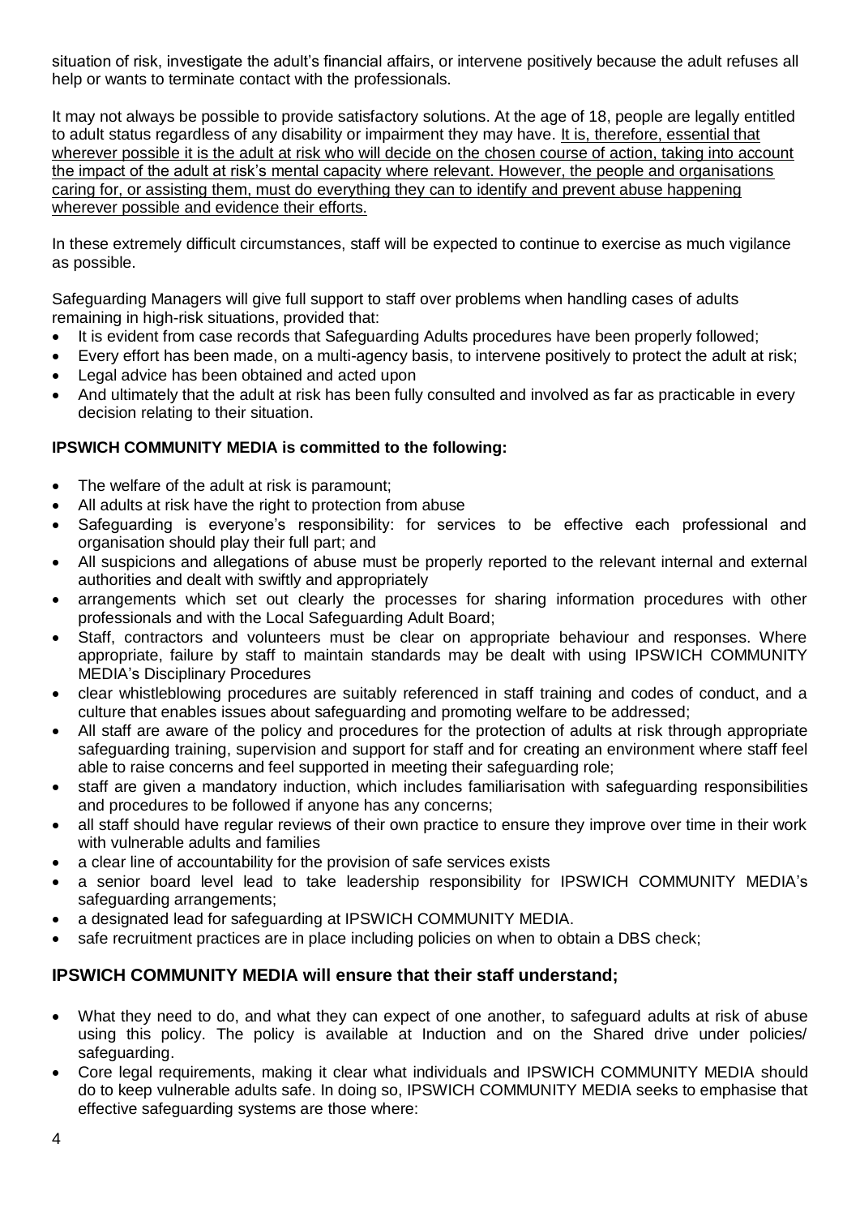situation of risk, investigate the adult's financial affairs, or intervene positively because the adult refuses all help or wants to terminate contact with the professionals.

It may not always be possible to provide satisfactory solutions. At the age of 18, people are legally entitled to adult status regardless of any disability or impairment they may have. <u>It is, therefore, essential that wherever possible it is the adult at risk who will decide on the chosen course of action, taking into account the impact of the adult at risk's mental capacity where relevant. However, the people and organisations caring for, or assisting them, must do everything they can to identify and prevent abuse happening wherever possible and evidence their efforts.</u>

In these extremely difficult circumstances, staff will be expected to continue to exercise as much vigilance as possible.

Safeguarding Managers will give full support to staff over problems when handling cases of adults remaining in high-risk situations, provided that:

- It is evident from case records that Safeguarding Adults procedures have been properly followed;
- Every effort has been made, on a multi-agency basis, to intervene positively to protect the adult at risk;
- Legal advice has been obtained and acted upon
- And ultimately that the adult at risk has been fully consulted and involved as far as practicable in every decision relating to their situation.

**IPSWICH COMMUNITY MEDIA is committed to the following:**

- The welfare of the adult at risk is paramount;
- All adults at risk have the right to protection from abuse
- Safeguarding is everyone's responsibility: for services to be effective each professional and organisation should play their full part; and
- All suspicions and allegations of abuse must be properly reported to the relevant internal and external authorities and dealt with swiftly and appropriately
- arrangements which set out clearly the processes for sharing information procedures with other professionals and with the Local Safeguarding Adult Board;
- Staff, contractors and volunteers must be clear on appropriate behaviour and responses. Where appropriate, failure by staff to maintain standards may be dealt with using IPSWICH COMMUNITY MEDIA's Disciplinary Procedures
- clear whistleblowing procedures are suitably referenced in staff training and codes of conduct, and a culture that enables issues about safeguarding and promoting welfare to be addressed;
- All staff are aware of the policy and procedures for the protection of adults at risk through appropriate safeguarding training, supervision and support for staff and for creating an environment where staff feel able to raise concerns and feel supported in meeting their safeguarding role;
- staff are given a mandatory induction, which includes familiarisation with safeguarding responsibilities and procedures to be followed if anyone has any concerns;
- all staff should have regular reviews of their own practice to ensure they improve over time in their work with vulnerable adults and families
- a clear line of accountability for the provision of safe services exists
- a senior board level lead to take leadership responsibility for IPSWICH COMMUNITY MEDIA's safeguarding arrangements;
- a designated lead for safeguarding at IPSWICH COMMUNITY MEDIA.
- safe recruitment practices are in place including policies on when to obtain a DBS check;

## IPSWICH COMMUNITY MEDIA will ensure that their staff understand;

- What they need to do, and what they can expect of one another, to safeguard adults at risk of abuse using this policy. The policy is available at Induction and on the Shared drive under policies/ safeguarding.
- Core legal requirements, making it clear what individuals and IPSWICH COMMUNITY MEDIA should do to keep vulnerable adults safe. In doing so, IPSWICH COMMUNITY MEDIA seeks to emphasise that effective safeguarding systems are those where: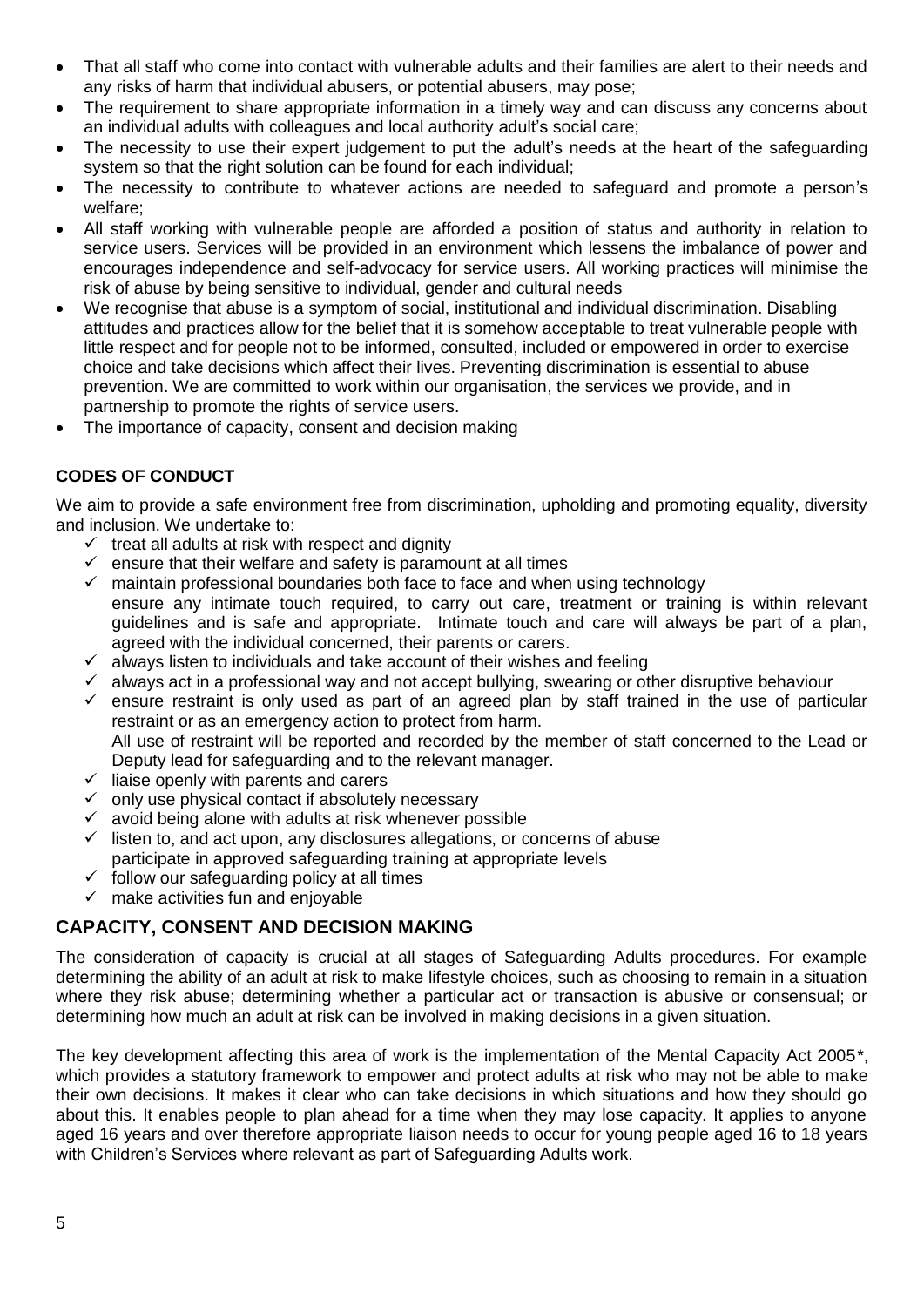- That all staff who come into contact with vulnerable adults and their families are alert to their needs and any risks of harm that individual abusers, or potential abusers, may pose;
- The requirement to share appropriate information in a timely way and can discuss any concerns about an individual adults with colleagues and local authority adult's social care;
- The necessity to use their expert judgement to put the adult's needs at the heart of the safeguarding system so that the right solution can be found for each individual;
- The necessity to contribute to whatever actions are needed to safeguard and promote a person's welfare;
- All staff working with vulnerable people are afforded a position of status and authority in relation to service users. Services will be provided in an environment which lessens the imbalance of power and encourages independence and self-advocacy for service users. All working practices will minimise the risk of abuse by being sensitive to individual, gender and cultural needs
- We recognise that abuse is a symptom of social, institutional and individual discrimination. Disabling attitudes and practices allow for the belief that it is somehow acceptable to treat vulnerable people with little respect and for people not to be informed, consulted, included or empowered in order to exercise choice and take decisions which affect their lives. Preventing discrimination is essential to abuse prevention. We are committed to work within our organisation, the services we provide, and in partnership to promote the rights of service users.
- The importance of capacity, consent and decision making

**CODES OF CONDUCT**

We aim to provide a safe environment free from discrimination, upholding and promoting equality, diversity and inclusion. We undertake to:

- ✓ treat all adults at risk with respect and dignity
- ✓ ensure that their welfare and safety is paramount at all times
- ✓ maintain professional boundaries both face to face and when using technology
  ensure any intimate touch required, to carry out care, treatment or training is within relevant guidelines and is safe and appropriate. Intimate touch and care will always be part of a plan, agreed with the individual concerned, their parents or carers.
- ✓ always listen to individuals and take account of their wishes and feeling
- ✓ always act in a professional way and not accept bullying, swearing or other disruptive behaviour
- ✓ ensure restraint is only used as part of an agreed plan by staff trained in the use of particular restraint or as an emergency action to protect from harm.
  All use of restraint will be reported and recorded by the member of staff concerned to the Lead or Deputy lead for safeguarding and to the relevant manager.
- ✓ liaise openly with parents and carers
- ✓ only use physical contact if absolutely necessary
- ✓ avoid being alone with adults at risk whenever possible
- ✓ listen to, and act upon, any disclosures allegations, or concerns of abuse
  participate in approved safeguarding training at appropriate levels
- ✓ follow our safeguarding policy at all times
- ✓ make activities fun and enjoyable

## CAPACITY, CONSENT AND DECISION MAKING

The consideration of capacity is crucial at all stages of Safeguarding Adults procedures. For example determining the ability of an adult at risk to make lifestyle choices, such as choosing to remain in a situation where they risk abuse; determining whether a particular act or transaction is abusive or consensual; or determining how much an adult at risk can be involved in making decisions in a given situation.

The key development affecting this area of work is the implementation of the Mental Capacity Act 2005*, which provides a statutory framework to empower and protect adults at risk who may not be able to make their own decisions. It makes it clear who can take decisions in which situations and how they should go about this. It enables people to plan ahead for a time when they may lose capacity. It applies to anyone aged 16 years and over therefore appropriate liaison needs to occur for young people aged 16 to 18 years with Children's Services where relevant as part of Safeguarding Adults work.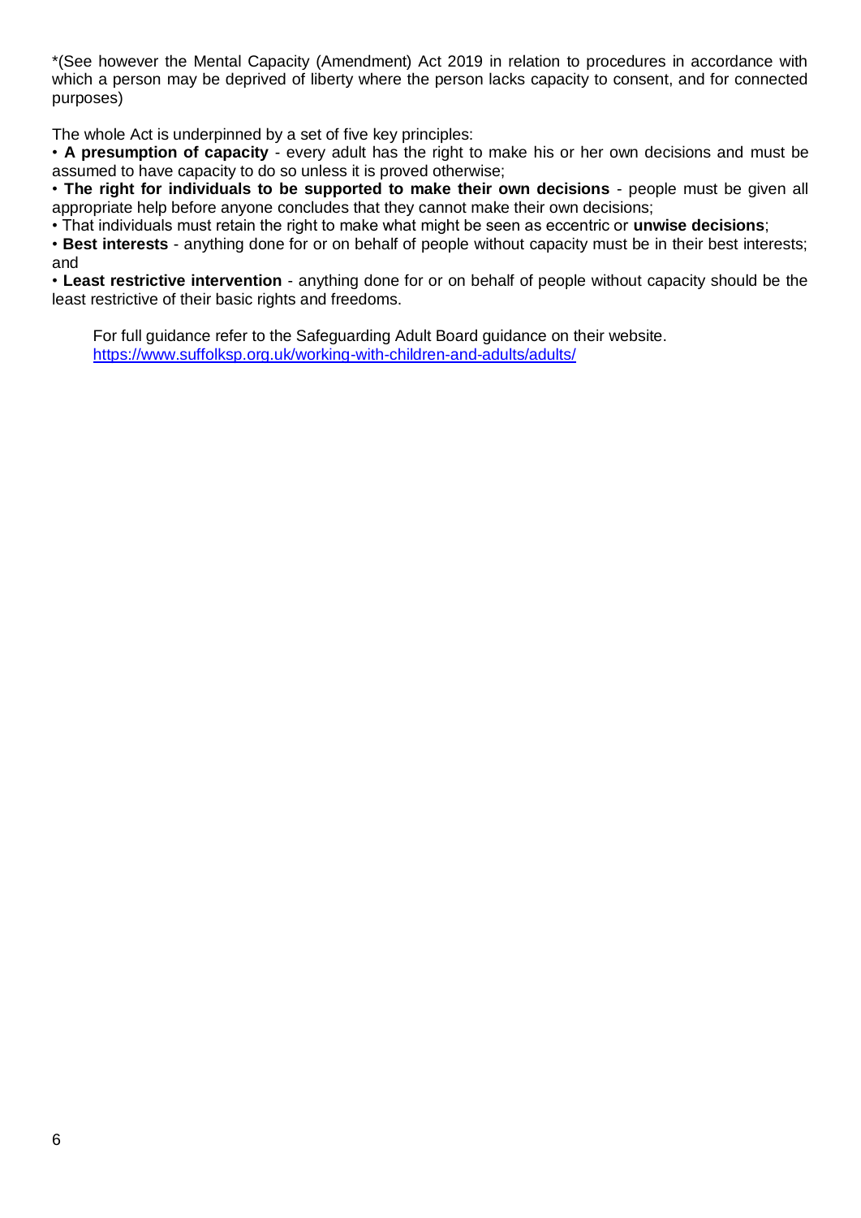*(See however the Mental Capacity (Amendment) Act 2019 in relation to procedures in accordance with which a person may be deprived of liberty where the person lacks capacity to consent, and for connected purposes)

The whole Act is underpinned by a set of five key principles:

- **A presumption of capacity** - every adult has the right to make his or her own decisions and must be assumed to have capacity to do so unless it is proved otherwise;
- **The right for individuals to be supported to make their own decisions** - people must be given all appropriate help before anyone concludes that they cannot make their own decisions;
- That individuals must retain the right to make what might be seen as eccentric or **unwise decisions**;
- **Best interests** - anything done for or on behalf of people without capacity must be in their best interests; and
- **Least restrictive intervention** - anything done for or on behalf of people without capacity should be the least restrictive of their basic rights and freedoms.

For full guidance refer to the Safeguarding Adult Board guidance on their website.
https://www.suffolksp.org.uk/working-with-children-and-adults/adults/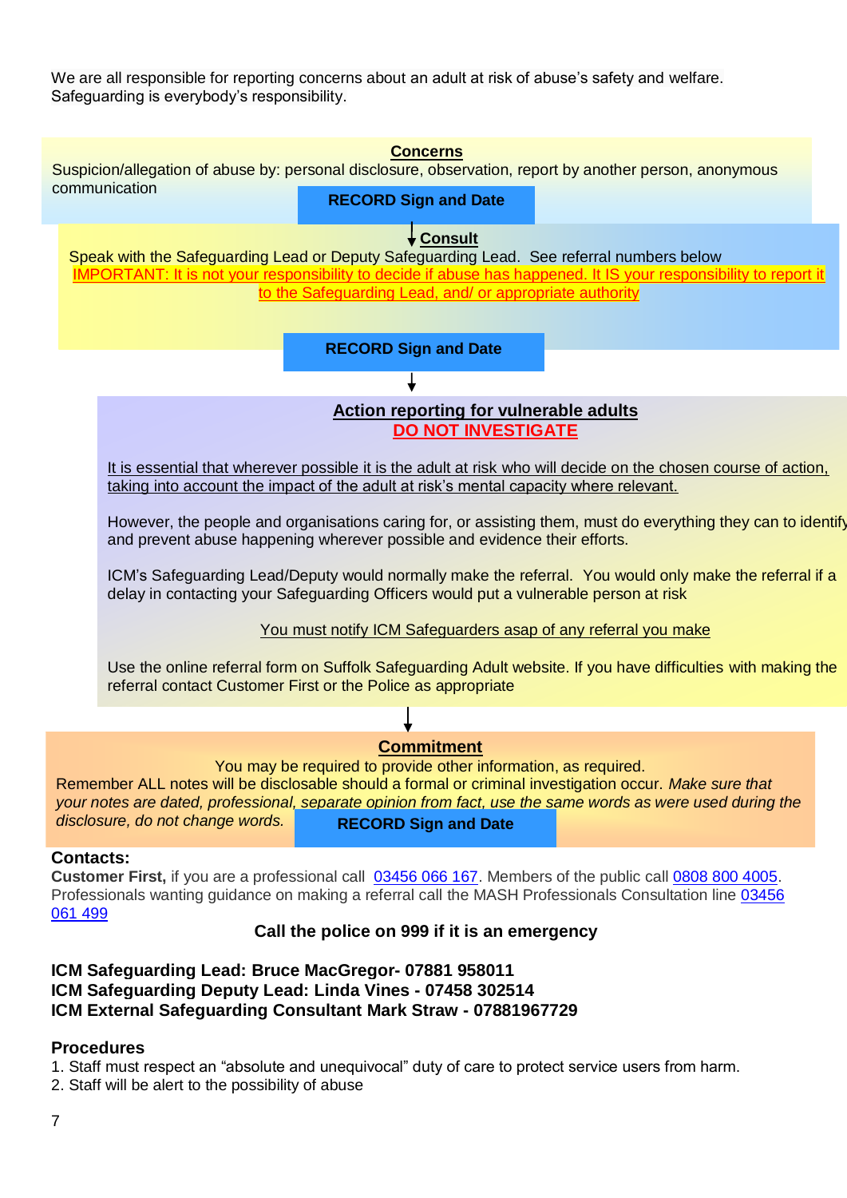We are all responsible for reporting concerns about an adult at risk of abuse's safety and welfare. Safeguarding is everybody's responsibility.

**Concerns**

Suspicion/allegation of abuse by: personal disclosure, observation, report by another person, anonymous communication

**RECORD Sign and Date**

↓

**Consult**

Speak with the Safeguarding Lead or Deputy Safeguarding Lead. See referral numbers below

IMPORTANT: It is not your responsibility to decide if abuse has happened. It IS your responsibility to report it to the Safeguarding Lead, and/ or appropriate authority

**RECORD Sign and Date**

↓

**Action reporting for vulnerable adults**

**DO NOT INVESTIGATE**

It is essential that wherever possible it is the adult at risk who will decide on the chosen course of action, taking into account the impact of the adult at risk's mental capacity where relevant.

However, the people and organisations caring for, or assisting them, must do everything they can to identify and prevent abuse happening wherever possible and evidence their efforts.

ICM's Safeguarding Lead/Deputy would normally make the referral. You would only make the referral if a delay in contacting your Safeguarding Officers would put a vulnerable person at risk

You must notify ICM Safeguarders asap of any referral you make

Use the online referral form on Suffolk Safeguarding Adult website. If you have difficulties with making the referral contact Customer First or the Police as appropriate

↓

**Commitment**

You may be required to provide other information, as required.

Remember ALL notes will be disclosable should a formal or criminal investigation occur. *Make sure that your notes are dated, professional, separate opinion from fact, use the same words as were used during the disclosure, do not change words.*

**RECORD Sign and Date**

**Contacts:**

**Customer First,** if you are a professional call 03456 066 167. Members of the public call 0808 800 4005. Professionals wanting guidance on making a referral call the MASH Professionals Consultation line 03456 061 499

**Call the police on 999 if it is an emergency**

**ICM Safeguarding Lead: Bruce MacGregor- 07881 958011**
**ICM Safeguarding Deputy Lead: Linda Vines - 07458 302514**
**ICM External Safeguarding Consultant Mark Straw - 07881967729**

## Procedures

1. Staff must respect an "absolute and unequivocal" duty of care to protect service users from harm.
2. Staff will be alert to the possibility of abuse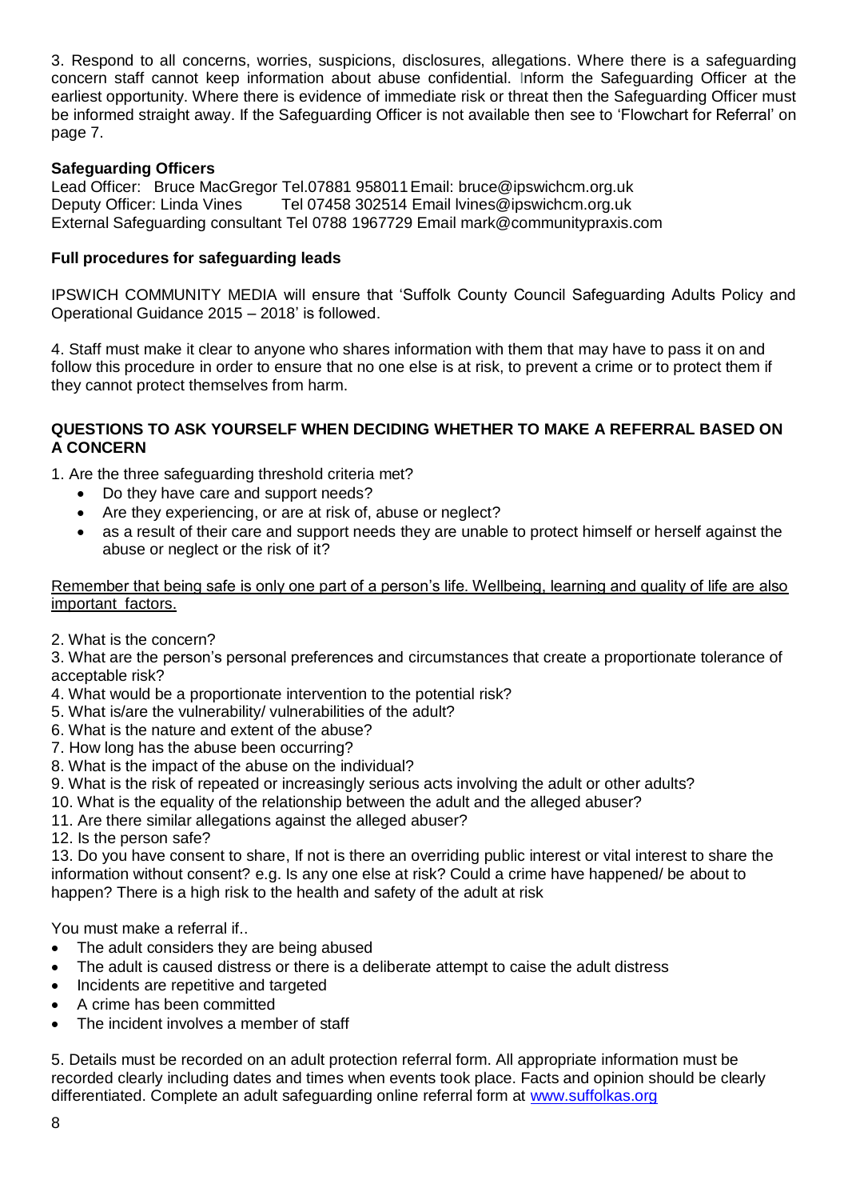3. Respond to all concerns, worries, suspicions, disclosures, allegations. Where there is a safeguarding concern staff cannot keep information about abuse confidential. Inform the Safeguarding Officer at the earliest opportunity. Where there is evidence of immediate risk or threat then the Safeguarding Officer must be informed straight away. If the Safeguarding Officer is not available then see to 'Flowchart for Referral' on page 7.

**Safeguarding Officers**

Lead Officer: Bruce MacGregor Tel.07881 958011 Email: bruce@ipswichcm.org.uk
Deputy Officer: Linda Vines Tel 07458 302514 Email lvines@ipswichcm.org.uk
External Safeguarding consultant Tel 0788 1967729 Email mark@communitypraxis.com

**Full procedures for safeguarding leads**

IPSWICH COMMUNITY MEDIA will ensure that 'Suffolk County Council Safeguarding Adults Policy and Operational Guidance 2015 – 2018' is followed.

4. Staff must make it clear to anyone who shares information with them that may have to pass it on and follow this procedure in order to ensure that no one else is at risk, to prevent a crime or to protect them if they cannot protect themselves from harm.

**QUESTIONS TO ASK YOURSELF WHEN DECIDING WHETHER TO MAKE A REFERRAL BASED ON A CONCERN**

1. Are the three safeguarding threshold criteria met?
   - Do they have care and support needs?
   - Are they experiencing, or are at risk of, abuse or neglect?
   - as a result of their care and support needs they are unable to protect himself or herself against the abuse or neglect or the risk of it?

<u>Remember that being safe is only one part of a person's life. Wellbeing, learning and quality of life are also important factors.</u>

2. What is the concern?
3. What are the person's personal preferences and circumstances that create a proportionate tolerance of acceptable risk?
4. What would be a proportionate intervention to the potential risk?
5. What is/are the vulnerability/ vulnerabilities of the adult?
6. What is the nature and extent of the abuse?
7. How long has the abuse been occurring?
8. What is the impact of the abuse on the individual?
9. What is the risk of repeated or increasingly serious acts involving the adult or other adults?
10. What is the equality of the relationship between the adult and the alleged abuser?
11. Are there similar allegations against the alleged abuser?
12. Is the person safe?
13. Do you have consent to share, If not is there an overriding public interest or vital interest to share the information without consent? e.g. Is any one else at risk? Could a crime have happened/ be about to happen? There is a high risk to the health and safety of the adult at risk

You must make a referral if..

- The adult considers they are being abused
- The adult is caused distress or there is a deliberate attempt to caise the adult distress
- Incidents are repetitive and targeted
- A crime has been committed
- The incident involves a member of staff

5. Details must be recorded on an adult protection referral form. All appropriate information must be recorded clearly including dates and times when events took place. Facts and opinion should be clearly differentiated. Complete an adult safeguarding online referral form at [www.suffolkas.org](www.suffolkas.org)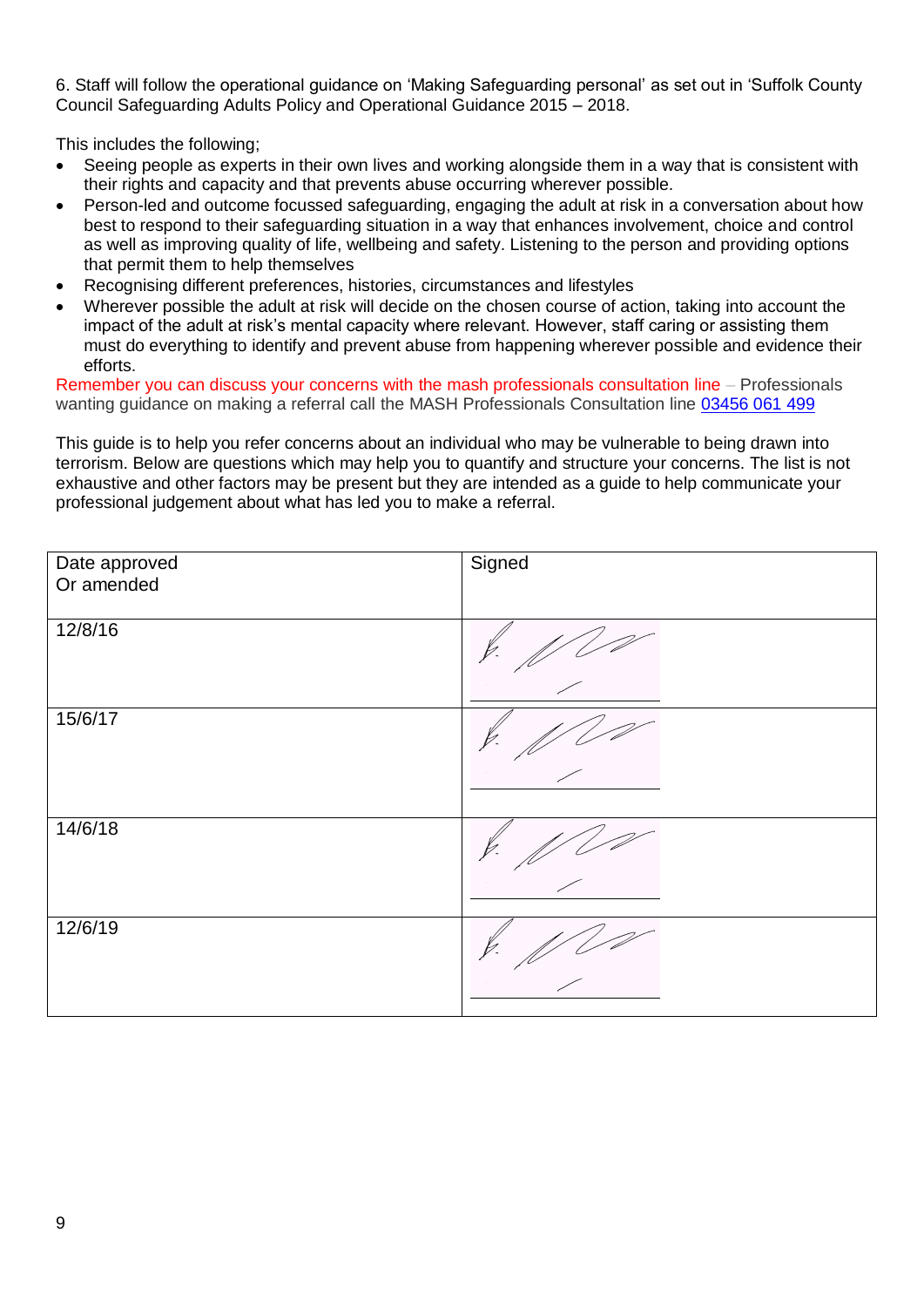6. Staff will follow the operational guidance on 'Making Safeguarding personal' as set out in 'Suffolk County Council Safeguarding Adults Policy and Operational Guidance 2015 – 2018.

This includes the following;

- Seeing people as experts in their own lives and working alongside them in a way that is consistent with their rights and capacity and that prevents abuse occurring wherever possible.
- Person-led and outcome focussed safeguarding, engaging the adult at risk in a conversation about how best to respond to their safeguarding situation in a way that enhances involvement, choice and control as well as improving quality of life, wellbeing and safety. Listening to the person and providing options that permit them to help themselves
- Recognising different preferences, histories, circumstances and lifestyles
- Wherever possible the adult at risk will decide on the chosen course of action, taking into account the impact of the adult at risk's mental capacity where relevant. However, staff caring or assisting them must do everything to identify and prevent abuse from happening wherever possible and evidence their efforts.

Remember you can discuss your concerns with the mash professionals consultation line – Professionals wanting guidance on making a referral call the MASH Professionals Consultation line 03456 061 499

This guide is to help you refer concerns about an individual who may be vulnerable to being drawn into terrorism. Below are questions which may help you to quantify and structure your concerns. The list is not exhaustive and other factors may be present but they are intended as a guide to help communicate your professional judgement about what has led you to make a referral.

| Date approved Or amended | Signed |
|---|---|
| 12/8/16 | [signature] |
| 15/6/17 | [signature] |
| 14/6/18 | [signature] |
| 12/6/19 | [signature] |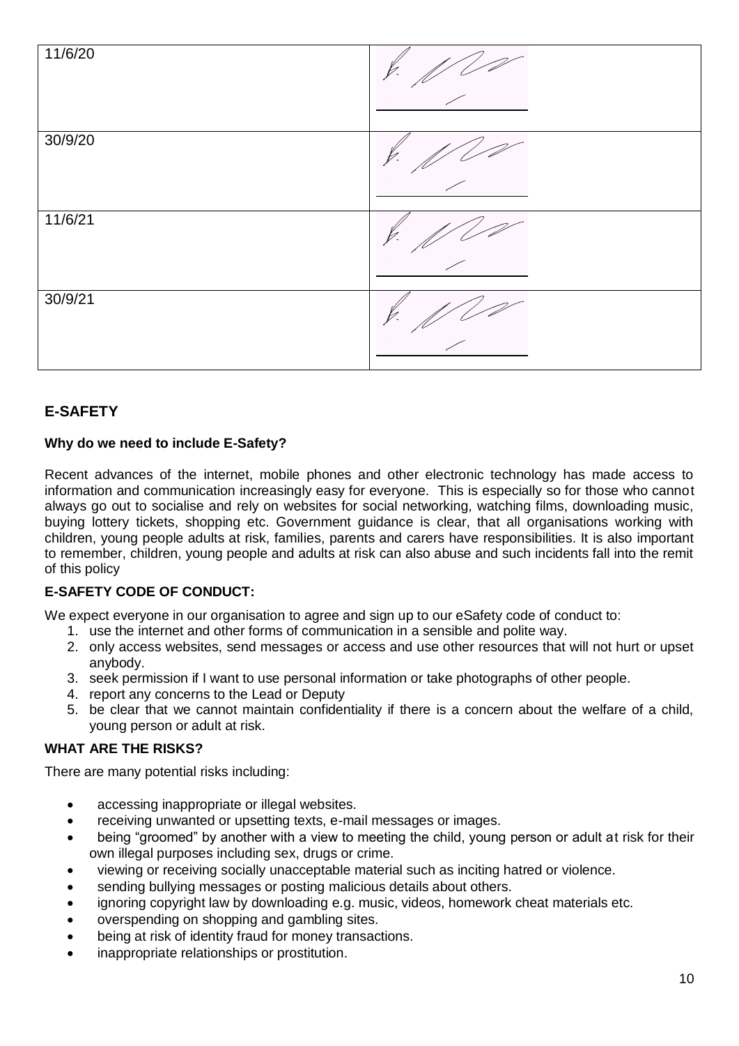| | |
|---|---|
| 11/6/20 | |
| 30/9/20 | |
| 11/6/21 | |
| 30/9/21 | |

## E-SAFETY

**Why do we need to include E-Safety?**

Recent advances of the internet, mobile phones and other electronic technology has made access to information and communication increasingly easy for everyone. This is especially so for those who cannot always go out to socialise and rely on websites for social networking, watching films, downloading music, buying lottery tickets, shopping etc. Government guidance is clear, that all organisations working with children, young people adults at risk, families, parents and carers have responsibilities. It is also important to remember, children, young people and adults at risk can also abuse and such incidents fall into the remit of this policy

**E-SAFETY CODE OF CONDUCT:**

We expect everyone in our organisation to agree and sign up to our eSafety code of conduct to:

1. use the internet and other forms of communication in a sensible and polite way.
2. only access websites, send messages or access and use other resources that will not hurt or upset anybody.
3. seek permission if I want to use personal information or take photographs of other people.
4. report any concerns to the Lead or Deputy
5. be clear that we cannot maintain confidentiality if there is a concern about the welfare of a child, young person or adult at risk.

**WHAT ARE THE RISKS?**

There are many potential risks including:

- accessing inappropriate or illegal websites.
- receiving unwanted or upsetting texts, e-mail messages or images.
- being "groomed" by another with a view to meeting the child, young person or adult at risk for their own illegal purposes including sex, drugs or crime.
- viewing or receiving socially unacceptable material such as inciting hatred or violence.
- sending bullying messages or posting malicious details about others.
- ignoring copyright law by downloading e.g. music, videos, homework cheat materials etc.
- overspending on shopping and gambling sites.
- being at risk of identity fraud for money transactions.
- inappropriate relationships or prostitution.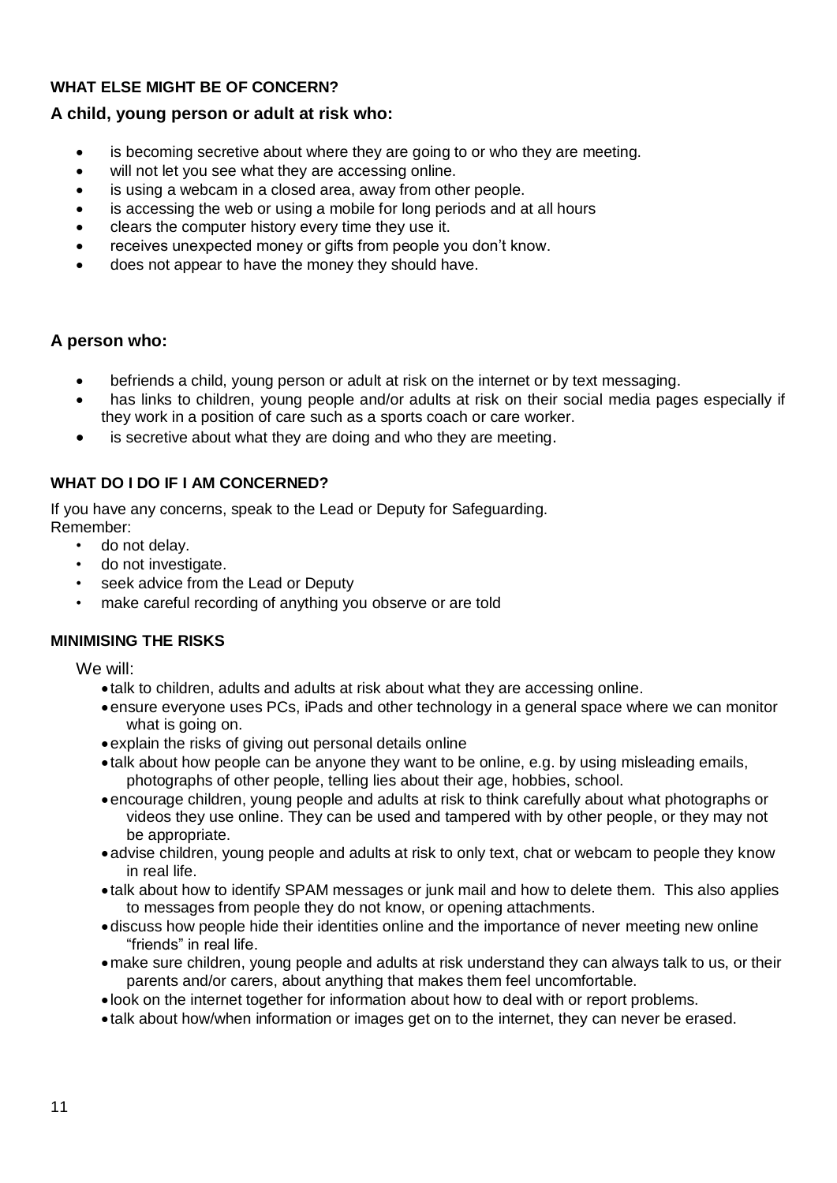## WHAT ELSE MIGHT BE OF CONCERN?

### A child, young person or adult at risk who:

- is becoming secretive about where they are going to or who they are meeting.
- will not let you see what they are accessing online.
- is using a webcam in a closed area, away from other people.
- is accessing the web or using a mobile for long periods and at all hours
- clears the computer history every time they use it.
- receives unexpected money or gifts from people you don't know.
- does not appear to have the money they should have.

### A person who:

- befriends a child, young person or adult at risk on the internet or by text messaging.
- has links to children, young people and/or adults at risk on their social media pages especially if they work in a position of care such as a sports coach or care worker.
- is secretive about what they are doing and who they are meeting.

## WHAT DO I DO IF I AM CONCERNED?

If you have any concerns, speak to the Lead or Deputy for Safeguarding.
Remember:

- do not delay.
- do not investigate.
- seek advice from the Lead or Deputy
- make careful recording of anything you observe or are told

## MINIMISING THE RISKS

We will:

- talk to children, adults and adults at risk about what they are accessing online.
- ensure everyone uses PCs, iPads and other technology in a general space where we can monitor what is going on.
- explain the risks of giving out personal details online
- talk about how people can be anyone they want to be online, e.g. by using misleading emails, photographs of other people, telling lies about their age, hobbies, school.
- encourage children, young people and adults at risk to think carefully about what photographs or videos they use online. They can be used and tampered with by other people, or they may not be appropriate.
- advise children, young people and adults at risk to only text, chat or webcam to people they know in real life.
- talk about how to identify SPAM messages or junk mail and how to delete them. This also applies to messages from people they do not know, or opening attachments.
- discuss how people hide their identities online and the importance of never meeting new online "friends" in real life.
- make sure children, young people and adults at risk understand they can always talk to us, or their parents and/or carers, about anything that makes them feel uncomfortable.
- look on the internet together for information about how to deal with or report problems.
- talk about how/when information or images get on to the internet, they can never be erased.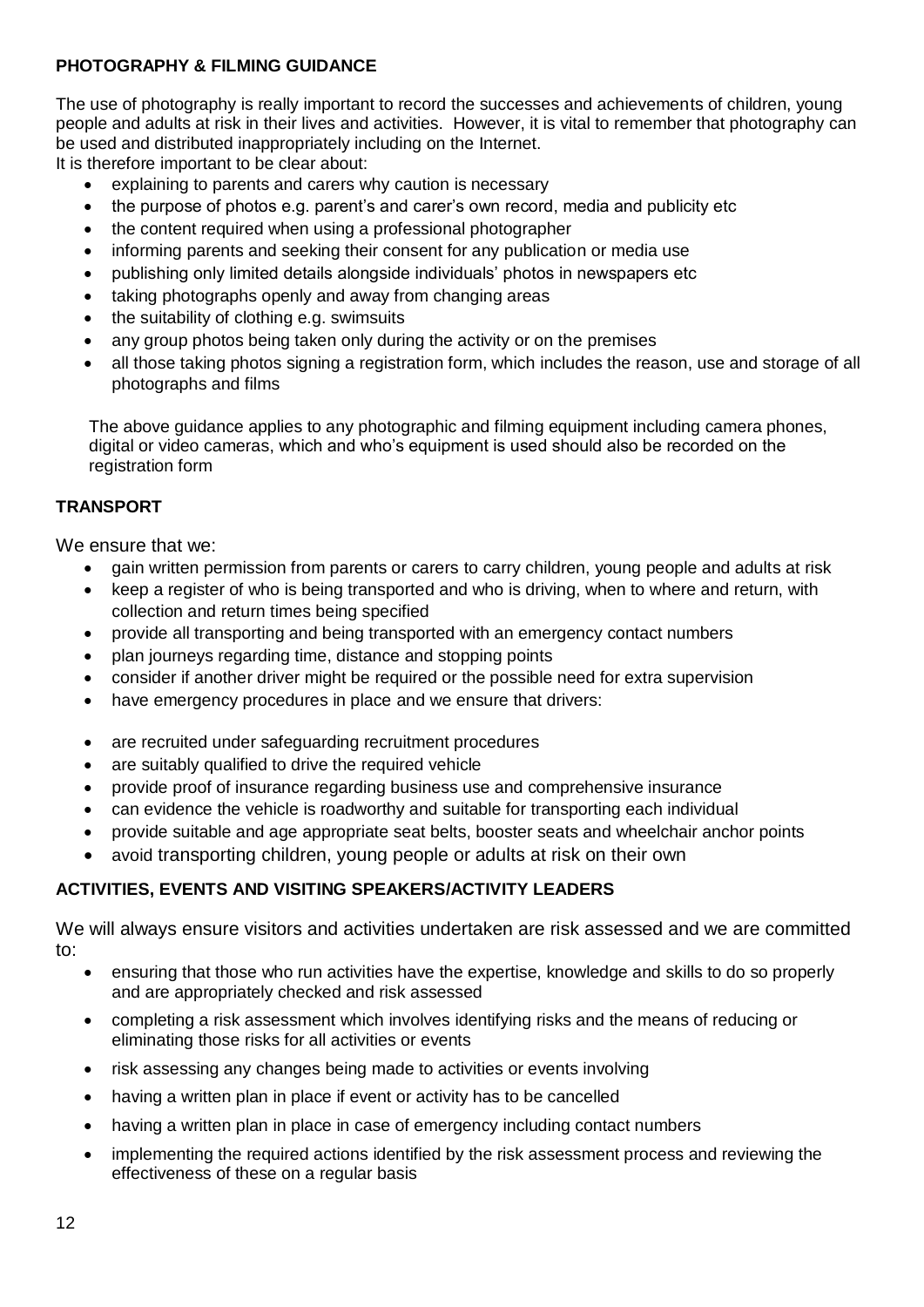**PHOTOGRAPHY & FILMING GUIDANCE**

The use of photography is really important to record the successes and achievements of children, young people and adults at risk in their lives and activities. However, it is vital to remember that photography can be used and distributed inappropriately including on the Internet.
It is therefore important to be clear about:

- explaining to parents and carers why caution is necessary
- the purpose of photos e.g. parent's and carer's own record, media and publicity etc
- the content required when using a professional photographer
- informing parents and seeking their consent for any publication or media use
- publishing only limited details alongside individuals' photos in newspapers etc
- taking photographs openly and away from changing areas
- the suitability of clothing e.g. swimsuits
- any group photos being taken only during the activity or on the premises
- all those taking photos signing a registration form, which includes the reason, use and storage of all photographs and films

The above guidance applies to any photographic and filming equipment including camera phones, digital or video cameras, which and who's equipment is used should also be recorded on the registration form

**TRANSPORT**

We ensure that we:

- gain written permission from parents or carers to carry children, young people and adults at risk
- keep a register of who is being transported and who is driving, when to where and return, with collection and return times being specified
- provide all transporting and being transported with an emergency contact numbers
- plan journeys regarding time, distance and stopping points
- consider if another driver might be required or the possible need for extra supervision
- have emergency procedures in place and we ensure that drivers:

- are recruited under safeguarding recruitment procedures
- are suitably qualified to drive the required vehicle
- provide proof of insurance regarding business use and comprehensive insurance
- can evidence the vehicle is roadworthy and suitable for transporting each individual
- provide suitable and age appropriate seat belts, booster seats and wheelchair anchor points
- avoid transporting children, young people or adults at risk on their own

**ACTIVITIES, EVENTS AND VISITING SPEAKERS/ACTIVITY LEADERS**

We will always ensure visitors and activities undertaken are risk assessed and we are committed to:

- ensuring that those who run activities have the expertise, knowledge and skills to do so properly and are appropriately checked and risk assessed
- completing a risk assessment which involves identifying risks and the means of reducing or eliminating those risks for all activities or events
- risk assessing any changes being made to activities or events involving
- having a written plan in place if event or activity has to be cancelled
- having a written plan in place in case of emergency including contact numbers
- implementing the required actions identified by the risk assessment process and reviewing the effectiveness of these on a regular basis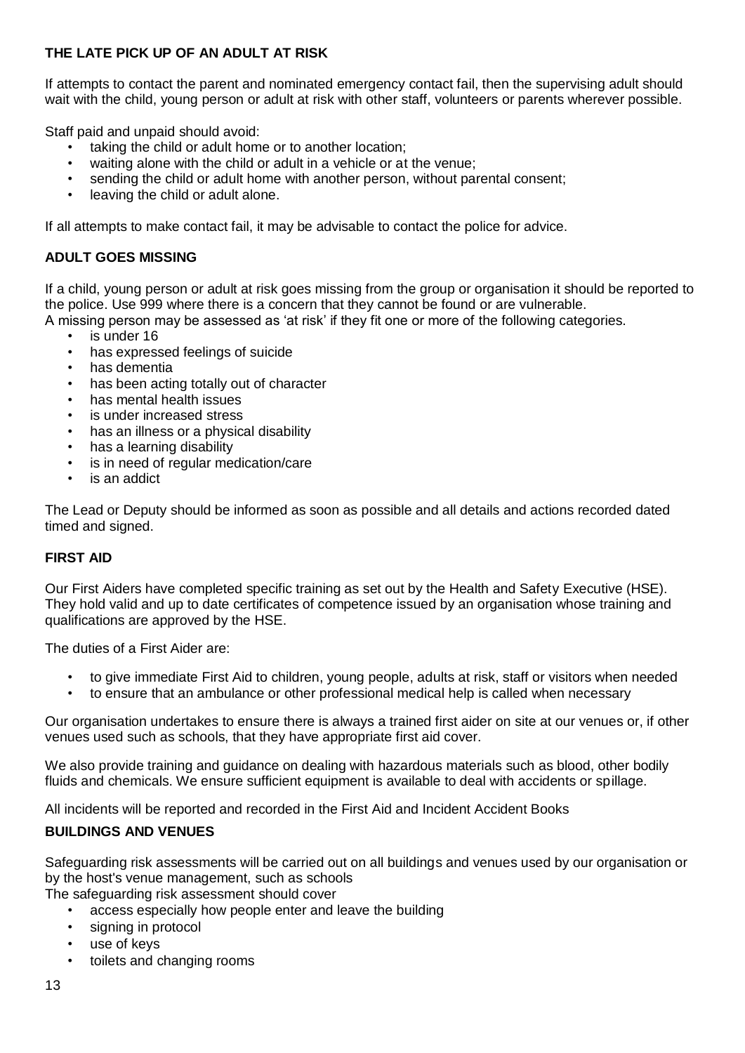### THE LATE PICK UP OF AN ADULT AT RISK

If attempts to contact the parent and nominated emergency contact fail, then the supervising adult should wait with the child, young person or adult at risk with other staff, volunteers or parents wherever possible.

Staff paid and unpaid should avoid:

- taking the child or adult home or to another location;
- waiting alone with the child or adult in a vehicle or at the venue;
- sending the child or adult home with another person, without parental consent;
- leaving the child or adult alone.

If all attempts to make contact fail, it may be advisable to contact the police for advice.

### ADULT GOES MISSING

If a child, young person or adult at risk goes missing from the group or organisation it should be reported to the police. Use 999 where there is a concern that they cannot be found or are vulnerable.
A missing person may be assessed as 'at risk' if they fit one or more of the following categories.

- is under 16
- has expressed feelings of suicide
- has dementia
- has been acting totally out of character
- has mental health issues
- is under increased stress
- has an illness or a physical disability
- has a learning disability
- is in need of regular medication/care
- is an addict

The Lead or Deputy should be informed as soon as possible and all details and actions recorded dated timed and signed.

### FIRST AID

Our First Aiders have completed specific training as set out by the Health and Safety Executive (HSE). They hold valid and up to date certificates of competence issued by an organisation whose training and qualifications are approved by the HSE.

The duties of a First Aider are:

- to give immediate First Aid to children, young people, adults at risk, staff or visitors when needed
- to ensure that an ambulance or other professional medical help is called when necessary

Our organisation undertakes to ensure there is always a trained first aider on site at our venues or, if other venues used such as schools, that they have appropriate first aid cover.

We also provide training and guidance on dealing with hazardous materials such as blood, other bodily fluids and chemicals. We ensure sufficient equipment is available to deal with accidents or spillage.

All incidents will be reported and recorded in the First Aid and Incident Accident Books

### BUILDINGS AND VENUES

Safeguarding risk assessments will be carried out on all buildings and venues used by our organisation or by the host's venue management, such as schools
The safeguarding risk assessment should cover

- access especially how people enter and leave the building
- signing in protocol
- use of keys
- toilets and changing rooms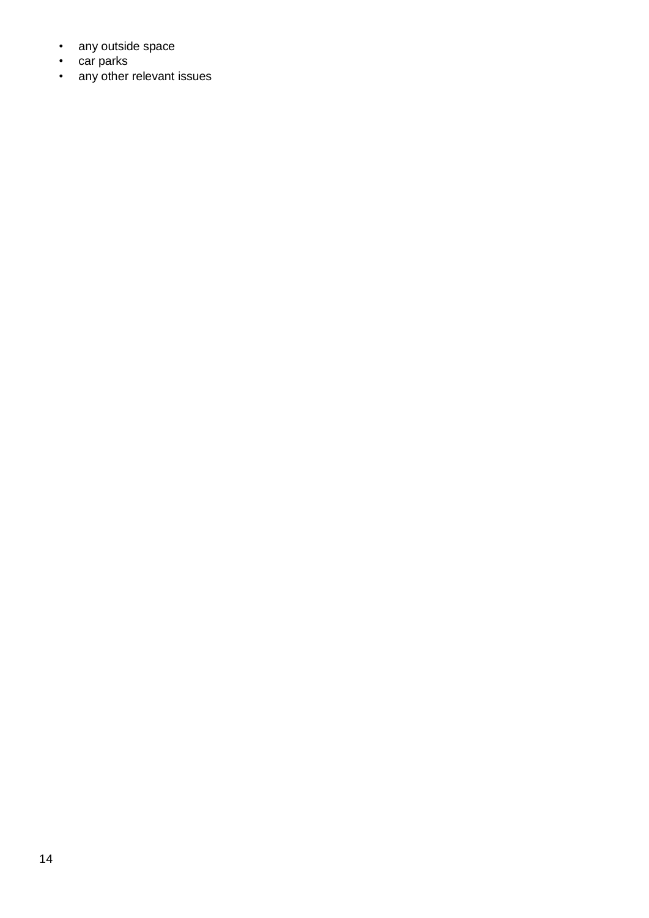- any outside space
- car parks
- any other relevant issues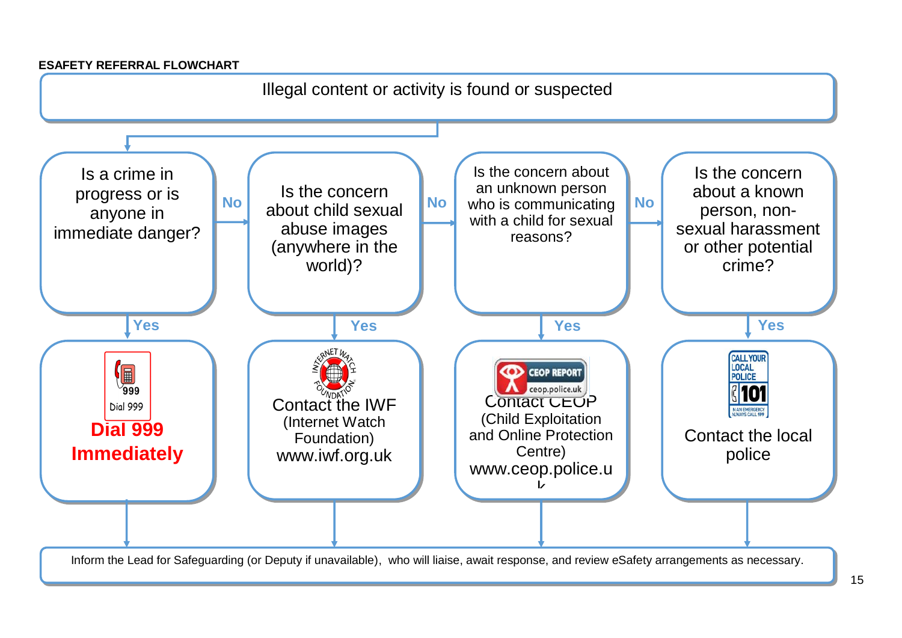**ESAFETY REFERRAL FLOWCHART**

Illegal content or activity is found or suspected

1. **Is a crime in progress or is anyone in immediate danger?**
   - **Yes:** 999 Dial 999 — **Dial 999 Immediately**
   - **No:** go to 2

2. **Is the concern about child sexual abuse images (anywhere in the world)?**
   - **Yes:** INTERNET WATCH FOUNDATION — Contact the IWF (Internet Watch Foundation) www.iwf.org.uk
   - **No:** go to 3

3. **Is the concern about an unknown person who is communicating with a child for sexual reasons?**
   - **Yes:** CEOP REPORT ceop.police.uk — Contact CEOP (Child Exploitation and Online Protection Centre) www.ceop.police.uk
   - **No:** go to 4

4. **Is the concern about a known person, non-sexual harassment or other potential crime?**
   - **Yes:** CALL YOUR LOCAL POLICE 101 IN AN EMERGENCY ALWAYS CALL 999 — Contact the local police

Inform the Lead for Safeguarding (or Deputy if unavailable), who will liaise, await response, and review eSafety arrangements as necessary.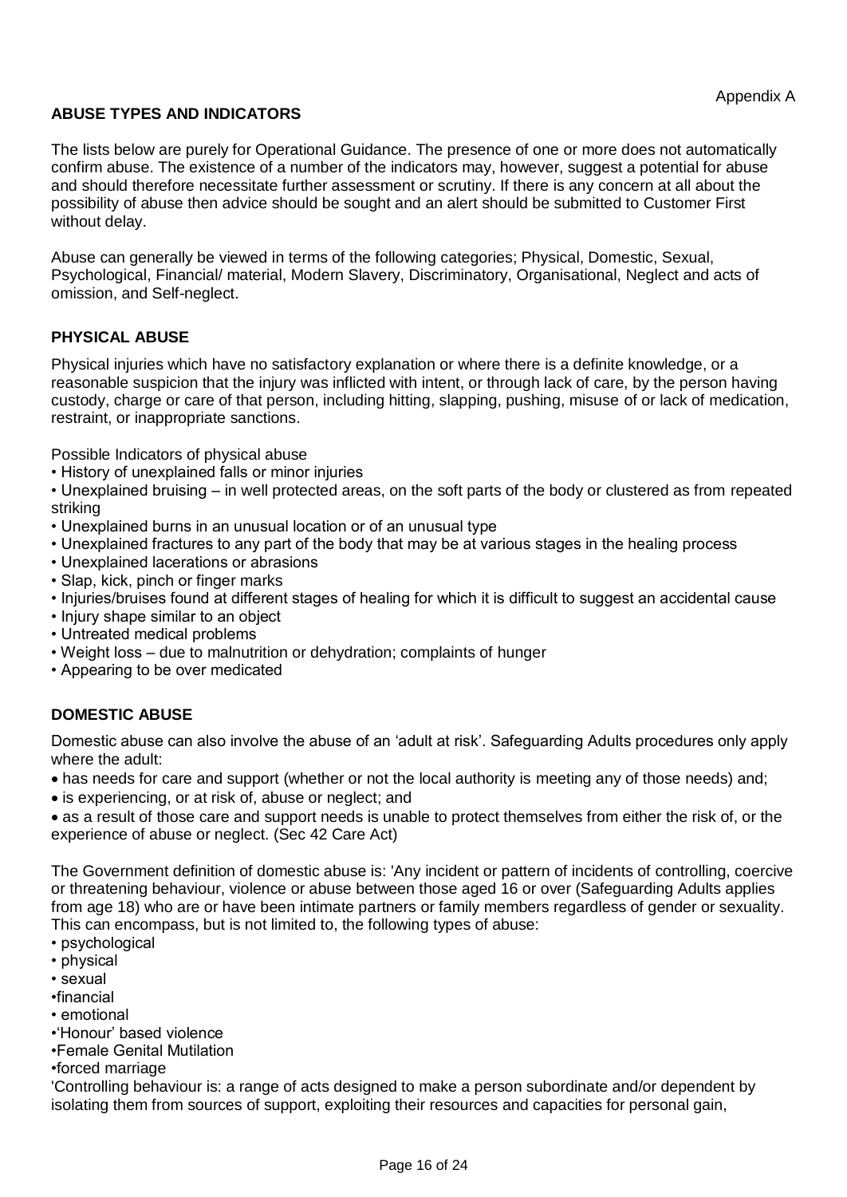Appendix A

## ABUSE TYPES AND INDICATORS

The lists below are purely for Operational Guidance. The presence of one or more does not automatically confirm abuse. The existence of a number of the indicators may, however, suggest a potential for abuse and should therefore necessitate further assessment or scrutiny. If there is any concern at all about the possibility of abuse then advice should be sought and an alert should be submitted to Customer First without delay.

Abuse can generally be viewed in terms of the following categories; Physical, Domestic, Sexual, Psychological, Financial/ material, Modern Slavery, Discriminatory, Organisational, Neglect and acts of omission, and Self-neglect.

### PHYSICAL ABUSE

Physical injuries which have no satisfactory explanation or where there is a definite knowledge, or a reasonable suspicion that the injury was inflicted with intent, or through lack of care, by the person having custody, charge or care of that person, including hitting, slapping, pushing, misuse of or lack of medication, restraint, or inappropriate sanctions.

Possible Indicators of physical abuse

- History of unexplained falls or minor injuries
- Unexplained bruising – in well protected areas, on the soft parts of the body or clustered as from repeated striking
- Unexplained burns in an unusual location or of an unusual type
- Unexplained fractures to any part of the body that may be at various stages in the healing process
- Unexplained lacerations or abrasions
- Slap, kick, pinch or finger marks
- Injuries/bruises found at different stages of healing for which it is difficult to suggest an accidental cause
- Injury shape similar to an object
- Untreated medical problems
- Weight loss – due to malnutrition or dehydration; complaints of hunger
- Appearing to be over medicated

### DOMESTIC ABUSE

Domestic abuse can also involve the abuse of an 'adult at risk'. Safeguarding Adults procedures only apply where the adult:

- has needs for care and support (whether or not the local authority is meeting any of those needs) and;
- is experiencing, or at risk of, abuse or neglect; and
- as a result of those care and support needs is unable to protect themselves from either the risk of, or the experience of abuse or neglect. (Sec 42 Care Act)

The Government definition of domestic abuse is: 'Any incident or pattern of incidents of controlling, coercive or threatening behaviour, violence or abuse between those aged 16 or over (Safeguarding Adults applies from age 18) who are or have been intimate partners or family members regardless of gender or sexuality. This can encompass, but is not limited to, the following types of abuse:

- psychological
- physical
- sexual
- financial
- emotional
- 'Honour' based violence
- Female Genital Mutilation
- forced marriage

'Controlling behaviour is: a range of acts designed to make a person subordinate and/or dependent by isolating them from sources of support, exploiting their resources and capacities for personal gain,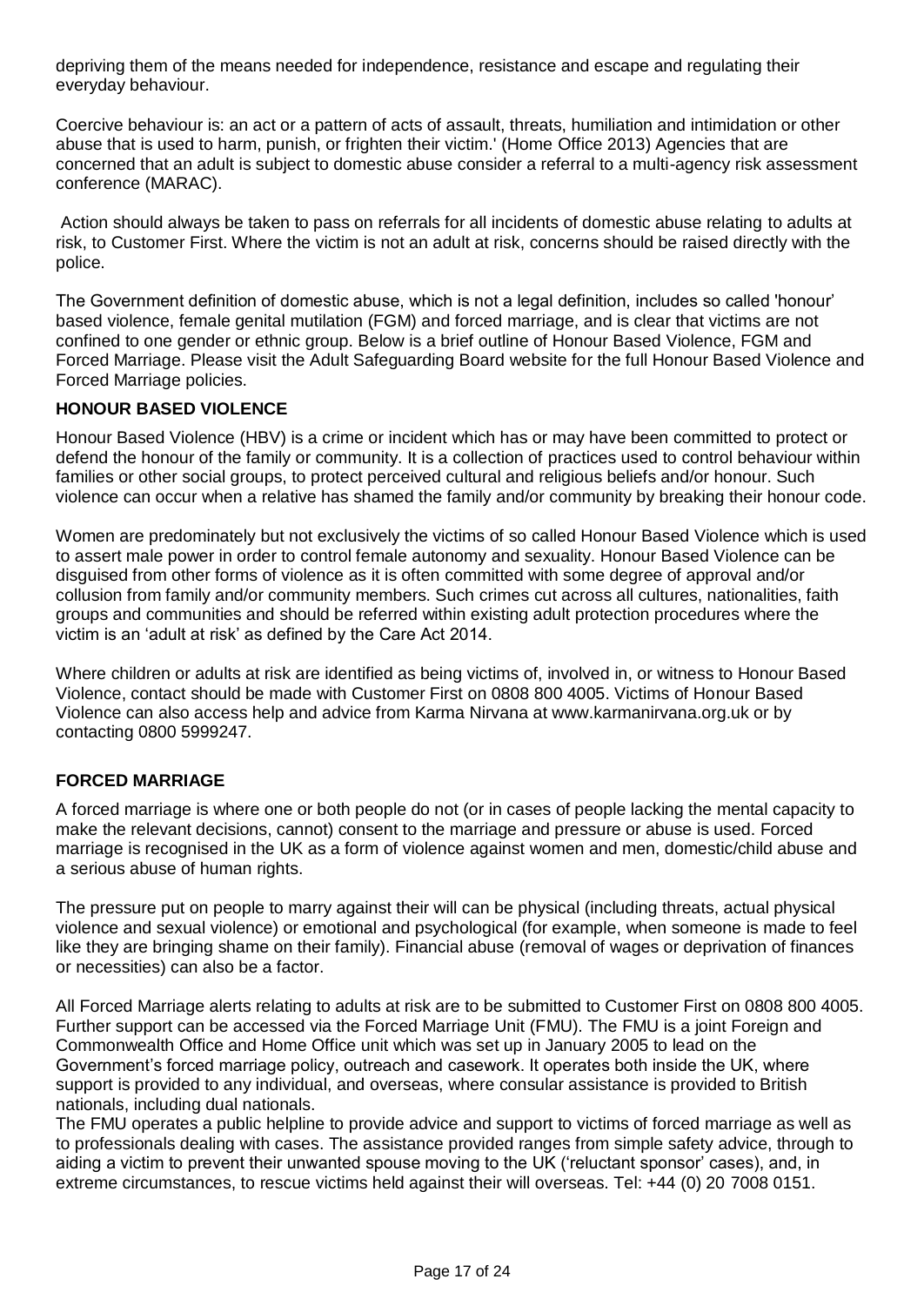depriving them of the means needed for independence, resistance and escape and regulating their everyday behaviour.

Coercive behaviour is: an act or a pattern of acts of assault, threats, humiliation and intimidation or other abuse that is used to harm, punish, or frighten their victim.' (Home Office 2013) Agencies that are concerned that an adult is subject to domestic abuse consider a referral to a multi-agency risk assessment conference (MARAC).

Action should always be taken to pass on referrals for all incidents of domestic abuse relating to adults at risk, to Customer First. Where the victim is not an adult at risk, concerns should be raised directly with the police.

The Government definition of domestic abuse, which is not a legal definition, includes so called 'honour' based violence, female genital mutilation (FGM) and forced marriage, and is clear that victims are not confined to one gender or ethnic group. Below is a brief outline of Honour Based Violence, FGM and Forced Marriage. Please visit the Adult Safeguarding Board website for the full Honour Based Violence and Forced Marriage policies.

**HONOUR BASED VIOLENCE**

Honour Based Violence (HBV) is a crime or incident which has or may have been committed to protect or defend the honour of the family or community. It is a collection of practices used to control behaviour within families or other social groups, to protect perceived cultural and religious beliefs and/or honour. Such violence can occur when a relative has shamed the family and/or community by breaking their honour code.

Women are predominately but not exclusively the victims of so called Honour Based Violence which is used to assert male power in order to control female autonomy and sexuality. Honour Based Violence can be disguised from other forms of violence as it is often committed with some degree of approval and/or collusion from family and/or community members. Such crimes cut across all cultures, nationalities, faith groups and communities and should be referred within existing adult protection procedures where the victim is an 'adult at risk' as defined by the Care Act 2014.

Where children or adults at risk are identified as being victims of, involved in, or witness to Honour Based Violence, contact should be made with Customer First on 0808 800 4005. Victims of Honour Based Violence can also access help and advice from Karma Nirvana at www.karmanirvana.org.uk or by contacting 0800 5999247.

**FORCED MARRIAGE**

A forced marriage is where one or both people do not (or in cases of people lacking the mental capacity to make the relevant decisions, cannot) consent to the marriage and pressure or abuse is used. Forced marriage is recognised in the UK as a form of violence against women and men, domestic/child abuse and a serious abuse of human rights.

The pressure put on people to marry against their will can be physical (including threats, actual physical violence and sexual violence) or emotional and psychological (for example, when someone is made to feel like they are bringing shame on their family). Financial abuse (removal of wages or deprivation of finances or necessities) can also be a factor.

All Forced Marriage alerts relating to adults at risk are to be submitted to Customer First on 0808 800 4005. Further support can be accessed via the Forced Marriage Unit (FMU). The FMU is a joint Foreign and Commonwealth Office and Home Office unit which was set up in January 2005 to lead on the Government's forced marriage policy, outreach and casework. It operates both inside the UK, where support is provided to any individual, and overseas, where consular assistance is provided to British nationals, including dual nationals.

The FMU operates a public helpline to provide advice and support to victims of forced marriage as well as to professionals dealing with cases. The assistance provided ranges from simple safety advice, through to aiding a victim to prevent their unwanted spouse moving to the UK ('reluctant sponsor' cases), and, in extreme circumstances, to rescue victims held against their will overseas. Tel: +44 (0) 20 7008 0151.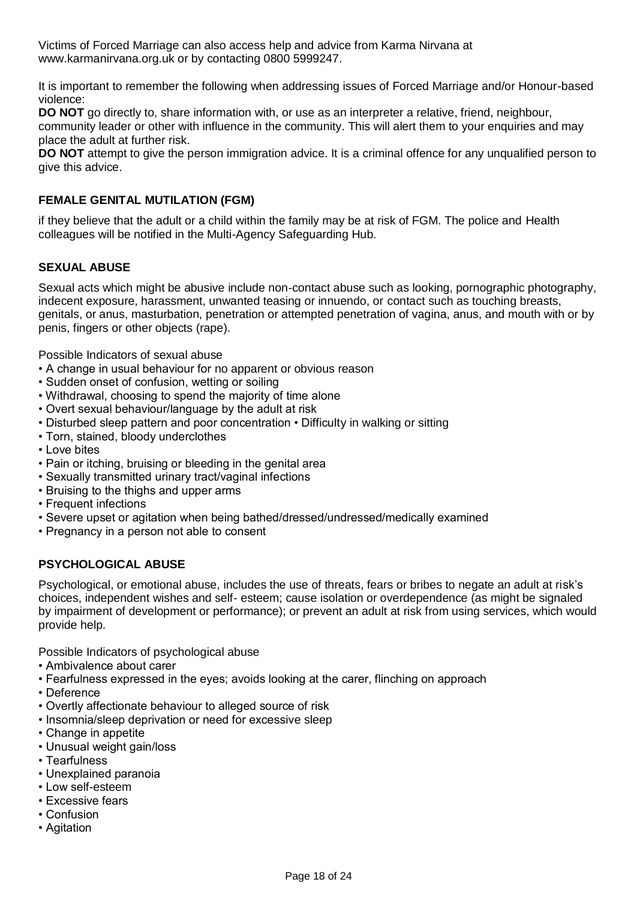Victims of Forced Marriage can also access help and advice from Karma Nirvana at www.karmanirvana.org.uk or by contacting 0800 5999247.

It is important to remember the following when addressing issues of Forced Marriage and/or Honour-based violence:

**DO NOT** go directly to, share information with, or use as an interpreter a relative, friend, neighbour, community leader or other with influence in the community. This will alert them to your enquiries and may place the adult at further risk.

**DO NOT** attempt to give the person immigration advice. It is a criminal offence for any unqualified person to give this advice.

## FEMALE GENITAL MUTILATION (FGM)

if they believe that the adult or a child within the family may be at risk of FGM. The police and Health colleagues will be notified in the Multi-Agency Safeguarding Hub.

## SEXUAL ABUSE

Sexual acts which might be abusive include non-contact abuse such as looking, pornographic photography, indecent exposure, harassment, unwanted teasing or innuendo, or contact such as touching breasts, genitals, or anus, masturbation, penetration or attempted penetration of vagina, anus, and mouth with or by penis, fingers or other objects (rape).

Possible Indicators of sexual abuse

- A change in usual behaviour for no apparent or obvious reason
- Sudden onset of confusion, wetting or soiling
- Withdrawal, choosing to spend the majority of time alone
- Overt sexual behaviour/language by the adult at risk
- Disturbed sleep pattern and poor concentration • Difficulty in walking or sitting
- Torn, stained, bloody underclothes
- Love bites
- Pain or itching, bruising or bleeding in the genital area
- Sexually transmitted urinary tract/vaginal infections
- Bruising to the thighs and upper arms
- Frequent infections
- Severe upset or agitation when being bathed/dressed/undressed/medically examined
- Pregnancy in a person not able to consent

## PSYCHOLOGICAL ABUSE

Psychological, or emotional abuse, includes the use of threats, fears or bribes to negate an adult at risk's choices, independent wishes and self- esteem; cause isolation or overdependence (as might be signaled by impairment of development or performance); or prevent an adult at risk from using services, which would provide help.

Possible Indicators of psychological abuse

- Ambivalence about carer
- Fearfulness expressed in the eyes; avoids looking at the carer, flinching on approach
- Deference
- Overtly affectionate behaviour to alleged source of risk
- Insomnia/sleep deprivation or need for excessive sleep
- Change in appetite
- Unusual weight gain/loss
- Tearfulness
- Unexplained paranoia
- Low self-esteem
- Excessive fears
- Confusion
- Agitation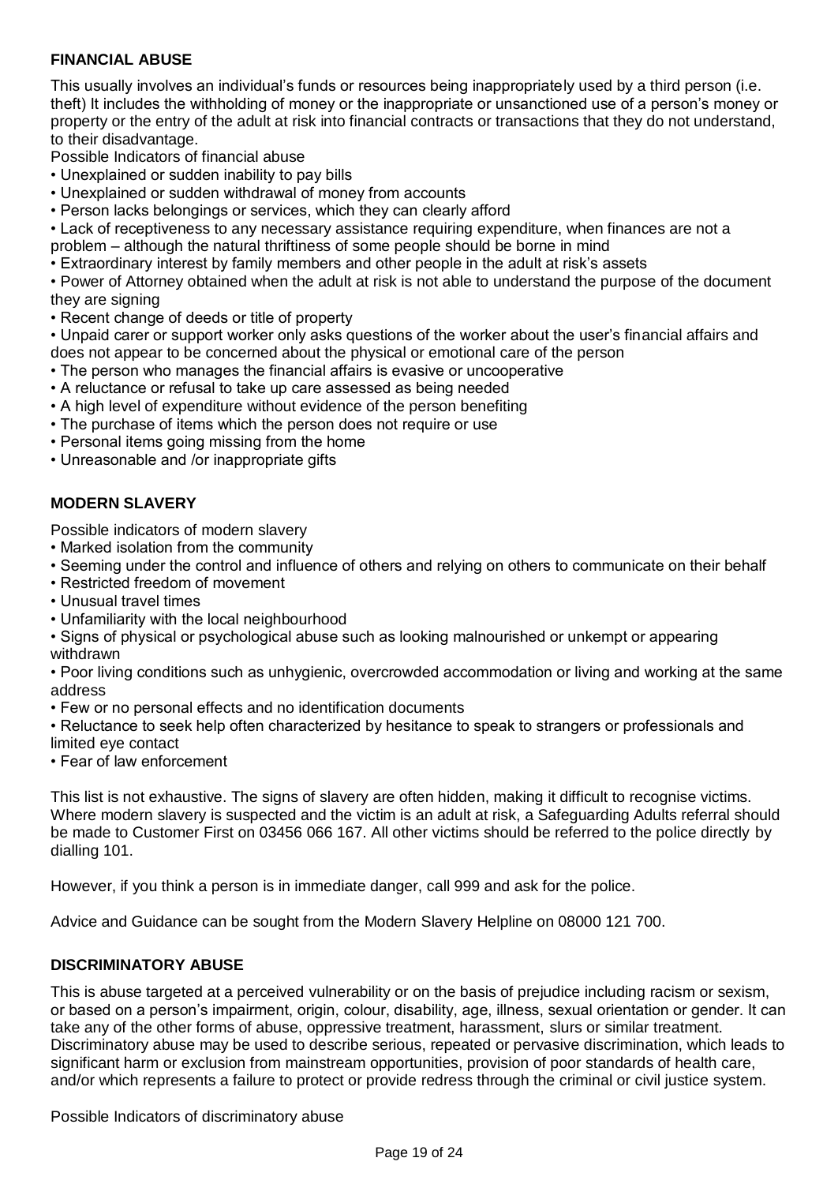### FINANCIAL ABUSE

This usually involves an individual's funds or resources being inappropriately used by a third person (i.e. theft) It includes the withholding of money or the inappropriate or unsanctioned use of a person's money or property or the entry of the adult at risk into financial contracts or transactions that they do not understand, to their disadvantage.

Possible Indicators of financial abuse

- Unexplained or sudden inability to pay bills
- Unexplained or sudden withdrawal of money from accounts
- Person lacks belongings or services, which they can clearly afford
- Lack of receptiveness to any necessary assistance requiring expenditure, when finances are not a problem – although the natural thriftiness of some people should be borne in mind
- Extraordinary interest by family members and other people in the adult at risk's assets
- Power of Attorney obtained when the adult at risk is not able to understand the purpose of the document they are signing
- Recent change of deeds or title of property
- Unpaid carer or support worker only asks questions of the worker about the user's financial affairs and does not appear to be concerned about the physical or emotional care of the person
- The person who manages the financial affairs is evasive or uncooperative
- A reluctance or refusal to take up care assessed as being needed
- A high level of expenditure without evidence of the person benefiting
- The purchase of items which the person does not require or use
- Personal items going missing from the home
- Unreasonable and /or inappropriate gifts

### MODERN SLAVERY

Possible indicators of modern slavery

- Marked isolation from the community
- Seeming under the control and influence of others and relying on others to communicate on their behalf
- Restricted freedom of movement
- Unusual travel times
- Unfamiliarity with the local neighbourhood
- Signs of physical or psychological abuse such as looking malnourished or unkempt or appearing withdrawn
- Poor living conditions such as unhygienic, overcrowded accommodation or living and working at the same address
- Few or no personal effects and no identification documents
- Reluctance to seek help often characterized by hesitance to speak to strangers or professionals and limited eye contact
- Fear of law enforcement

This list is not exhaustive. The signs of slavery are often hidden, making it difficult to recognise victims. Where modern slavery is suspected and the victim is an adult at risk, a Safeguarding Adults referral should be made to Customer First on 03456 066 167. All other victims should be referred to the police directly by dialling 101.

However, if you think a person is in immediate danger, call 999 and ask for the police.

Advice and Guidance can be sought from the Modern Slavery Helpline on 08000 121 700.

### DISCRIMINATORY ABUSE

This is abuse targeted at a perceived vulnerability or on the basis of prejudice including racism or sexism, or based on a person's impairment, origin, colour, disability, age, illness, sexual orientation or gender. It can take any of the other forms of abuse, oppressive treatment, harassment, slurs or similar treatment. Discriminatory abuse may be used to describe serious, repeated or pervasive discrimination, which leads to significant harm or exclusion from mainstream opportunities, provision of poor standards of health care, and/or which represents a failure to protect or provide redress through the criminal or civil justice system.

Possible Indicators of discriminatory abuse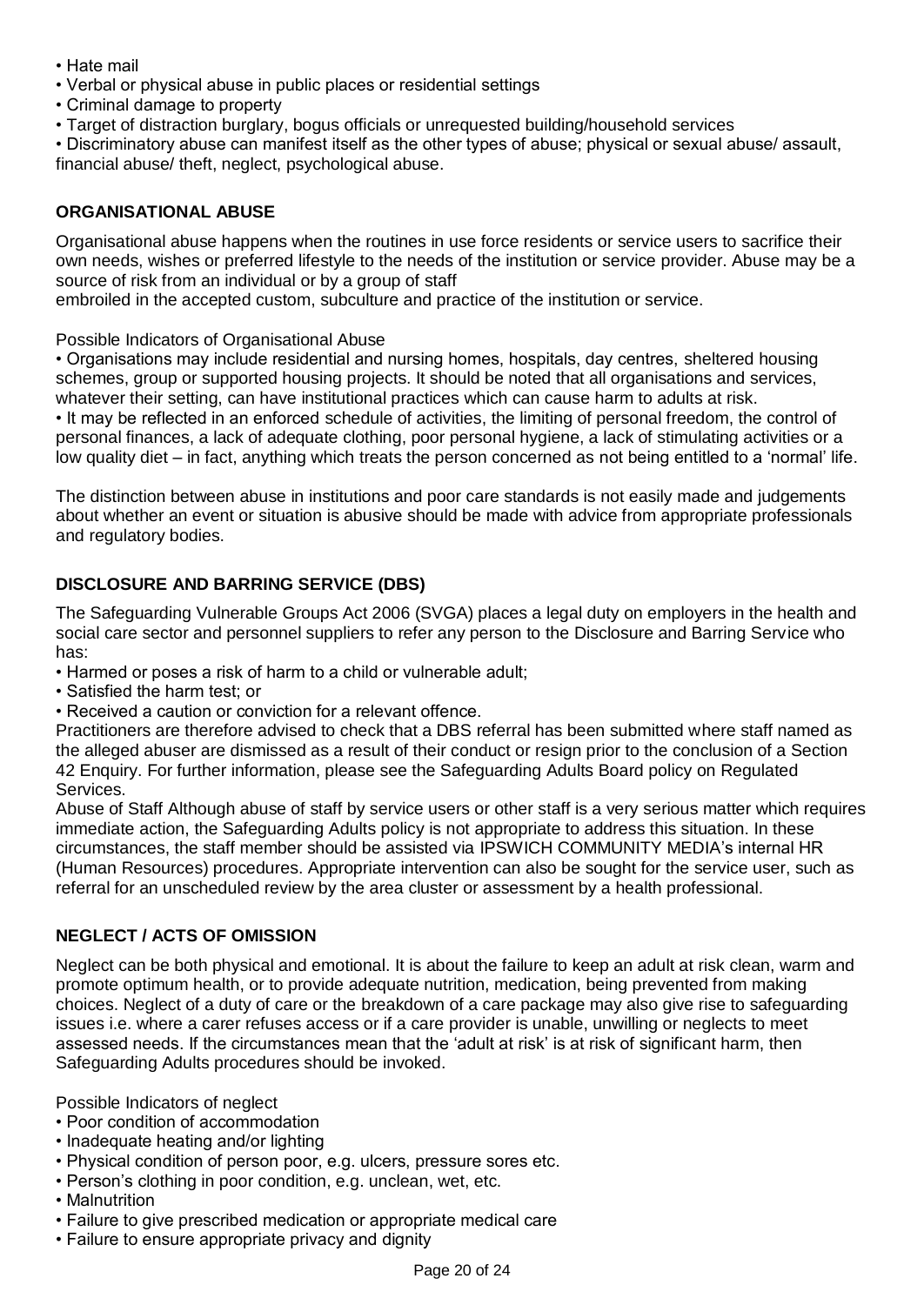- Hate mail
- Verbal or physical abuse in public places or residential settings
- Criminal damage to property
- Target of distraction burglary, bogus officials or unrequested building/household services
- Discriminatory abuse can manifest itself as the other types of abuse; physical or sexual abuse/ assault, financial abuse/ theft, neglect, psychological abuse.

## ORGANISATIONAL ABUSE

Organisational abuse happens when the routines in use force residents or service users to sacrifice their own needs, wishes or preferred lifestyle to the needs of the institution or service provider. Abuse may be a source of risk from an individual or by a group of staff embroiled in the accepted custom, subculture and practice of the institution or service.

Possible Indicators of Organisational Abuse

- Organisations may include residential and nursing homes, hospitals, day centres, sheltered housing schemes, group or supported housing projects. It should be noted that all organisations and services, whatever their setting, can have institutional practices which can cause harm to adults at risk.
- It may be reflected in an enforced schedule of activities, the limiting of personal freedom, the control of personal finances, a lack of adequate clothing, poor personal hygiene, a lack of stimulating activities or a low quality diet – in fact, anything which treats the person concerned as not being entitled to a 'normal' life.

The distinction between abuse in institutions and poor care standards is not easily made and judgements about whether an event or situation is abusive should be made with advice from appropriate professionals and regulatory bodies.

## DISCLOSURE AND BARRING SERVICE (DBS)

The Safeguarding Vulnerable Groups Act 2006 (SVGA) places a legal duty on employers in the health and social care sector and personnel suppliers to refer any person to the Disclosure and Barring Service who has:

- Harmed or poses a risk of harm to a child or vulnerable adult;
- Satisfied the harm test; or
- Received a caution or conviction for a relevant offence.

Practitioners are therefore advised to check that a DBS referral has been submitted where staff named as the alleged abuser are dismissed as a result of their conduct or resign prior to the conclusion of a Section 42 Enquiry. For further information, please see the Safeguarding Adults Board policy on Regulated Services.

Abuse of Staff Although abuse of staff by service users or other staff is a very serious matter which requires immediate action, the Safeguarding Adults policy is not appropriate to address this situation. In these circumstances, the staff member should be assisted via IPSWICH COMMUNITY MEDIA's internal HR (Human Resources) procedures. Appropriate intervention can also be sought for the service user, such as referral for an unscheduled review by the area cluster or assessment by a health professional.

## NEGLECT / ACTS OF OMISSION

Neglect can be both physical and emotional. It is about the failure to keep an adult at risk clean, warm and promote optimum health, or to provide adequate nutrition, medication, being prevented from making choices. Neglect of a duty of care or the breakdown of a care package may also give rise to safeguarding issues i.e. where a carer refuses access or if a care provider is unable, unwilling or neglects to meet assessed needs. If the circumstances mean that the 'adult at risk' is at risk of significant harm, then Safeguarding Adults procedures should be invoked.

Possible Indicators of neglect

- Poor condition of accommodation
- Inadequate heating and/or lighting
- Physical condition of person poor, e.g. ulcers, pressure sores etc.
- Person's clothing in poor condition, e.g. unclean, wet, etc.
- Malnutrition
- Failure to give prescribed medication or appropriate medical care
- Failure to ensure appropriate privacy and dignity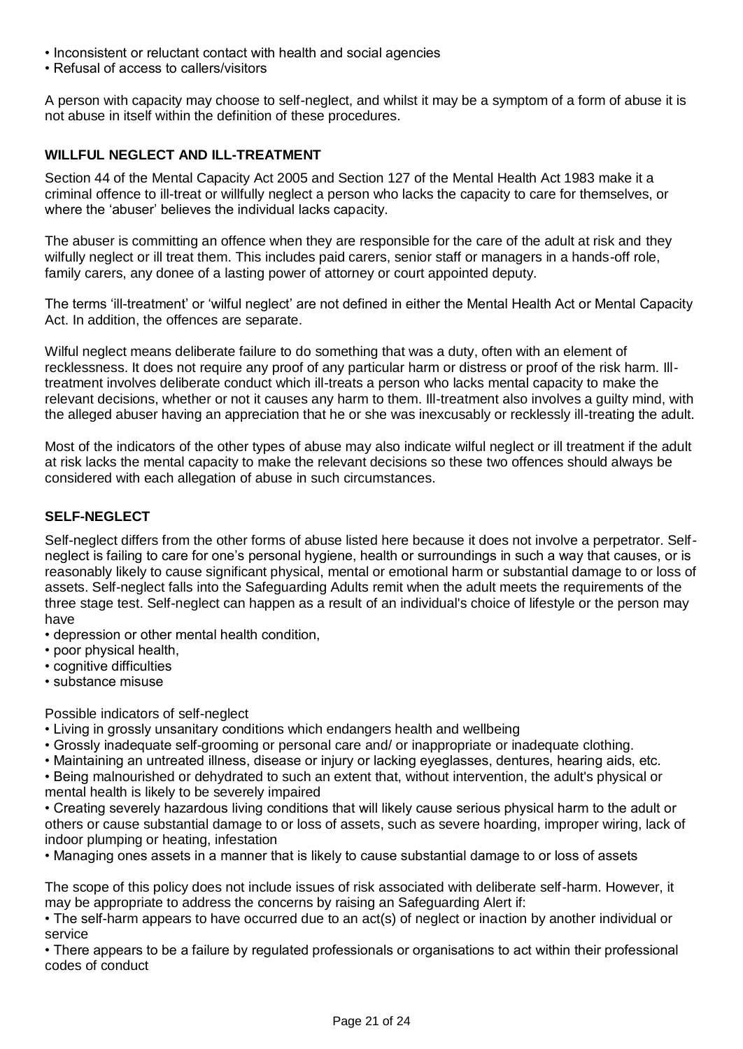- Inconsistent or reluctant contact with health and social agencies
- Refusal of access to callers/visitors

A person with capacity may choose to self-neglect, and whilst it may be a symptom of a form of abuse it is not abuse in itself within the definition of these procedures.

### WILLFUL NEGLECT AND ILL-TREATMENT

Section 44 of the Mental Capacity Act 2005 and Section 127 of the Mental Health Act 1983 make it a criminal offence to ill-treat or willfully neglect a person who lacks the capacity to care for themselves, or where the 'abuser' believes the individual lacks capacity.

The abuser is committing an offence when they are responsible for the care of the adult at risk and they wilfully neglect or ill treat them. This includes paid carers, senior staff or managers in a hands-off role, family carers, any donee of a lasting power of attorney or court appointed deputy.

The terms 'ill-treatment' or 'wilful neglect' are not defined in either the Mental Health Act or Mental Capacity Act. In addition, the offences are separate.

Wilful neglect means deliberate failure to do something that was a duty, often with an element of recklessness. It does not require any proof of any particular harm or distress or proof of the risk harm. Ill-treatment involves deliberate conduct which ill-treats a person who lacks mental capacity to make the relevant decisions, whether or not it causes any harm to them. Ill-treatment also involves a guilty mind, with the alleged abuser having an appreciation that he or she was inexcusably or recklessly ill-treating the adult.

Most of the indicators of the other types of abuse may also indicate wilful neglect or ill treatment if the adult at risk lacks the mental capacity to make the relevant decisions so these two offences should always be considered with each allegation of abuse in such circumstances.

### SELF-NEGLECT

Self-neglect differs from the other forms of abuse listed here because it does not involve a perpetrator. Self-neglect is failing to care for one's personal hygiene, health or surroundings in such a way that causes, or is reasonably likely to cause significant physical, mental or emotional harm or substantial damage to or loss of assets. Self-neglect falls into the Safeguarding Adults remit when the adult meets the requirements of the three stage test. Self-neglect can happen as a result of an individual's choice of lifestyle or the person may have

- depression or other mental health condition,
- poor physical health,
- cognitive difficulties
- substance misuse

Possible indicators of self-neglect

- Living in grossly unsanitary conditions which endangers health and wellbeing
- Grossly inadequate self-grooming or personal care and/ or inappropriate or inadequate clothing.
- Maintaining an untreated illness, disease or injury or lacking eyeglasses, dentures, hearing aids, etc.
- Being malnourished or dehydrated to such an extent that, without intervention, the adult's physical or mental health is likely to be severely impaired
- Creating severely hazardous living conditions that will likely cause serious physical harm to the adult or others or cause substantial damage to or loss of assets, such as severe hoarding, improper wiring, lack of indoor plumping or heating, infestation
- Managing ones assets in a manner that is likely to cause substantial damage to or loss of assets

The scope of this policy does not include issues of risk associated with deliberate self-harm. However, it may be appropriate to address the concerns by raising an Safeguarding Alert if:

- The self-harm appears to have occurred due to an act(s) of neglect or inaction by another individual or service
- There appears to be a failure by regulated professionals or organisations to act within their professional codes of conduct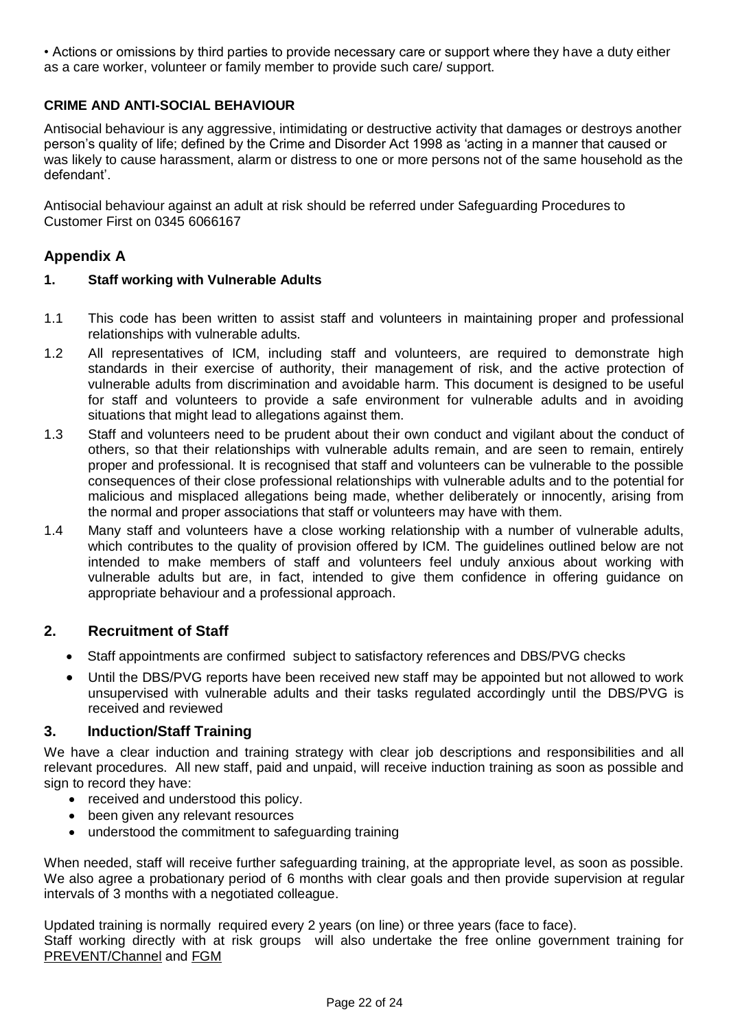• Actions or omissions by third parties to provide necessary care or support where they have a duty either as a care worker, volunteer or family member to provide such care/ support.

**CRIME AND ANTI-SOCIAL BEHAVIOUR**

Antisocial behaviour is any aggressive, intimidating or destructive activity that damages or destroys another person's quality of life; defined by the Crime and Disorder Act 1998 as 'acting in a manner that caused or was likely to cause harassment, alarm or distress to one or more persons not of the same household as the defendant'.

Antisocial behaviour against an adult at risk should be referred under Safeguarding Procedures to Customer First on 0345 6066167

## Appendix A

### 1. Staff working with Vulnerable Adults

1.1 This code has been written to assist staff and volunteers in maintaining proper and professional relationships with vulnerable adults.

1.2 All representatives of ICM, including staff and volunteers, are required to demonstrate high standards in their exercise of authority, their management of risk, and the active protection of vulnerable adults from discrimination and avoidable harm. This document is designed to be useful for staff and volunteers to provide a safe environment for vulnerable adults and in avoiding situations that might lead to allegations against them.

1.3 Staff and volunteers need to be prudent about their own conduct and vigilant about the conduct of others, so that their relationships with vulnerable adults remain, and are seen to remain, entirely proper and professional. It is recognised that staff and volunteers can be vulnerable to the possible consequences of their close professional relationships with vulnerable adults and to the potential for malicious and misplaced allegations being made, whether deliberately or innocently, arising from the normal and proper associations that staff or volunteers may have with them.

1.4 Many staff and volunteers have a close working relationship with a number of vulnerable adults, which contributes to the quality of provision offered by ICM. The guidelines outlined below are not intended to make members of staff and volunteers feel unduly anxious about working with vulnerable adults but are, in fact, intended to give them confidence in offering guidance on appropriate behaviour and a professional approach.

## 2. Recruitment of Staff

- Staff appointments are confirmed subject to satisfactory references and DBS/PVG checks
- Until the DBS/PVG reports have been received new staff may be appointed but not allowed to work unsupervised with vulnerable adults and their tasks regulated accordingly until the DBS/PVG is received and reviewed

## 3. Induction/Staff Training

We have a clear induction and training strategy with clear job descriptions and responsibilities and all relevant procedures. All new staff, paid and unpaid, will receive induction training as soon as possible and sign to record they have:

- received and understood this policy.
- been given any relevant resources
- understood the commitment to safeguarding training

When needed, staff will receive further safeguarding training, at the appropriate level, as soon as possible. We also agree a probationary period of 6 months with clear goals and then provide supervision at regular intervals of 3 months with a negotiated colleague.

Updated training is normally required every 2 years (on line) or three years (face to face).
Staff working directly with at risk groups will also undertake the free online government training for PREVENT/Channel and FGM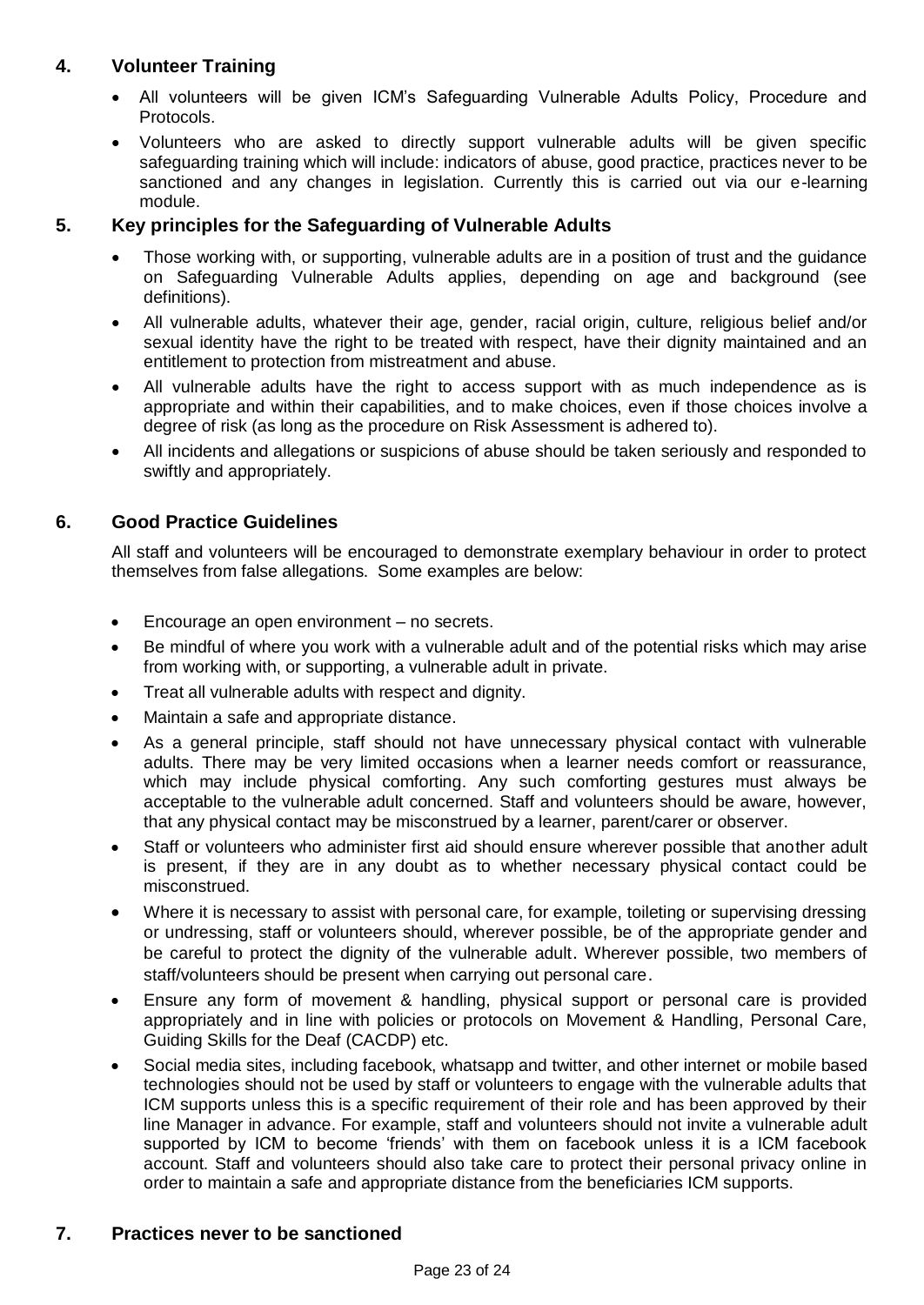## 4. Volunteer Training

- All volunteers will be given ICM's Safeguarding Vulnerable Adults Policy, Procedure and Protocols.
- Volunteers who are asked to directly support vulnerable adults will be given specific safeguarding training which will include: indicators of abuse, good practice, practices never to be sanctioned and any changes in legislation. Currently this is carried out via our e-learning module.

## 5. Key principles for the Safeguarding of Vulnerable Adults

- Those working with, or supporting, vulnerable adults are in a position of trust and the guidance on Safeguarding Vulnerable Adults applies, depending on age and background (see definitions).
- All vulnerable adults, whatever their age, gender, racial origin, culture, religious belief and/or sexual identity have the right to be treated with respect, have their dignity maintained and an entitlement to protection from mistreatment and abuse.
- All vulnerable adults have the right to access support with as much independence as is appropriate and within their capabilities, and to make choices, even if those choices involve a degree of risk (as long as the procedure on Risk Assessment is adhered to).
- All incidents and allegations or suspicions of abuse should be taken seriously and responded to swiftly and appropriately.

## 6. Good Practice Guidelines

All staff and volunteers will be encouraged to demonstrate exemplary behaviour in order to protect themselves from false allegations. Some examples are below:

- Encourage an open environment – no secrets.
- Be mindful of where you work with a vulnerable adult and of the potential risks which may arise from working with, or supporting, a vulnerable adult in private.
- Treat all vulnerable adults with respect and dignity.
- Maintain a safe and appropriate distance.
- As a general principle, staff should not have unnecessary physical contact with vulnerable adults. There may be very limited occasions when a learner needs comfort or reassurance, which may include physical comforting. Any such comforting gestures must always be acceptable to the vulnerable adult concerned. Staff and volunteers should be aware, however, that any physical contact may be misconstrued by a learner, parent/carer or observer.
- Staff or volunteers who administer first aid should ensure wherever possible that another adult is present, if they are in any doubt as to whether necessary physical contact could be misconstrued.
- Where it is necessary to assist with personal care, for example, toileting or supervising dressing or undressing, staff or volunteers should, wherever possible, be of the appropriate gender and be careful to protect the dignity of the vulnerable adult. Wherever possible, two members of staff/volunteers should be present when carrying out personal care.
- Ensure any form of movement & handling, physical support or personal care is provided appropriately and in line with policies or protocols on Movement & Handling, Personal Care, Guiding Skills for the Deaf (CACDP) etc.
- Social media sites, including facebook, whatsapp and twitter, and other internet or mobile based technologies should not be used by staff or volunteers to engage with the vulnerable adults that ICM supports unless this is a specific requirement of their role and has been approved by their line Manager in advance. For example, staff and volunteers should not invite a vulnerable adult supported by ICM to become 'friends' with them on facebook unless it is a ICM facebook account. Staff and volunteers should also take care to protect their personal privacy online in order to maintain a safe and appropriate distance from the beneficiaries ICM supports.

## 7. Practices never to be sanctioned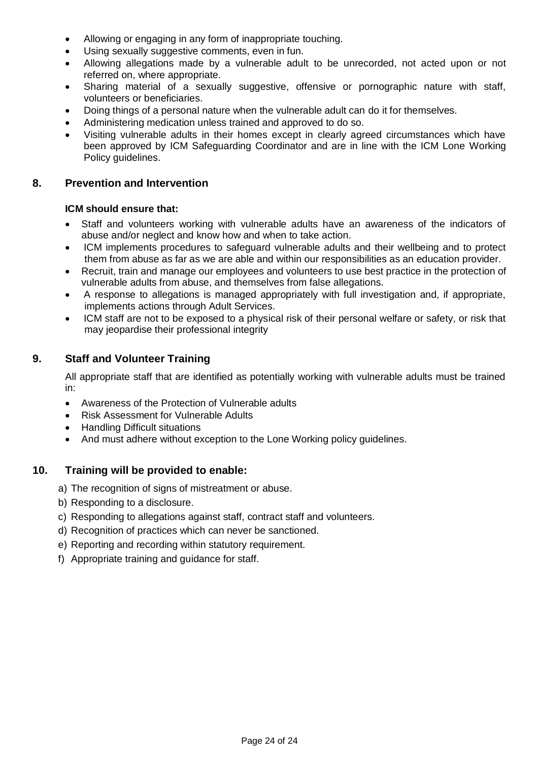- Allowing or engaging in any form of inappropriate touching.
- Using sexually suggestive comments, even in fun.
- Allowing allegations made by a vulnerable adult to be unrecorded, not acted upon or not referred on, where appropriate.
- Sharing material of a sexually suggestive, offensive or pornographic nature with staff, volunteers or beneficiaries.
- Doing things of a personal nature when the vulnerable adult can do it for themselves.
- Administering medication unless trained and approved to do so.
- Visiting vulnerable adults in their homes except in clearly agreed circumstances which have been approved by ICM Safeguarding Coordinator and are in line with the ICM Lone Working Policy guidelines.

## 8. Prevention and Intervention

**ICM should ensure that:**

- Staff and volunteers working with vulnerable adults have an awareness of the indicators of abuse and/or neglect and know how and when to take action.
- ICM implements procedures to safeguard vulnerable adults and their wellbeing and to protect them from abuse as far as we are able and within our responsibilities as an education provider.
- Recruit, train and manage our employees and volunteers to use best practice in the protection of vulnerable adults from abuse, and themselves from false allegations.
- A response to allegations is managed appropriately with full investigation and, if appropriate, implements actions through Adult Services.
- ICM staff are not to be exposed to a physical risk of their personal welfare or safety, or risk that may jeopardise their professional integrity

## 9. Staff and Volunteer Training

All appropriate staff that are identified as potentially working with vulnerable adults must be trained in:

- Awareness of the Protection of Vulnerable adults
- Risk Assessment for Vulnerable Adults
- Handling Difficult situations
- And must adhere without exception to the Lone Working policy guidelines.

## 10. Training will be provided to enable:

a) The recognition of signs of mistreatment or abuse.

b) Responding to a disclosure.

c) Responding to allegations against staff, contract staff and volunteers.

d) Recognition of practices which can never be sanctioned.

e) Reporting and recording within statutory requirement.

f) Appropriate training and guidance for staff.